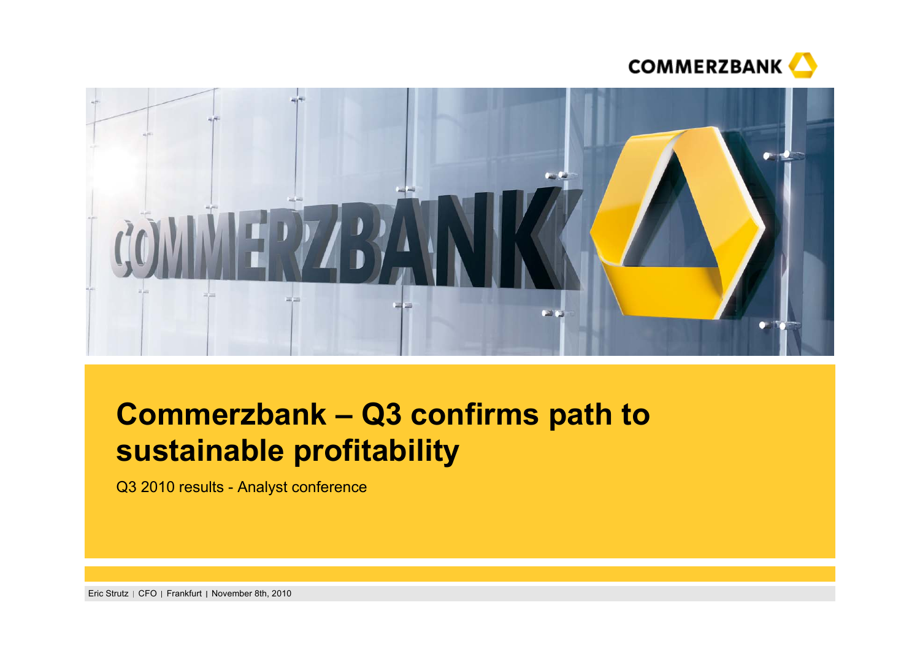# Commerzbank – Q3 confirms path to sustainable profitability

Q3 2010 results - Analyst conference

Eric Strutz | CFO | Frankfurt | November 8th, 2010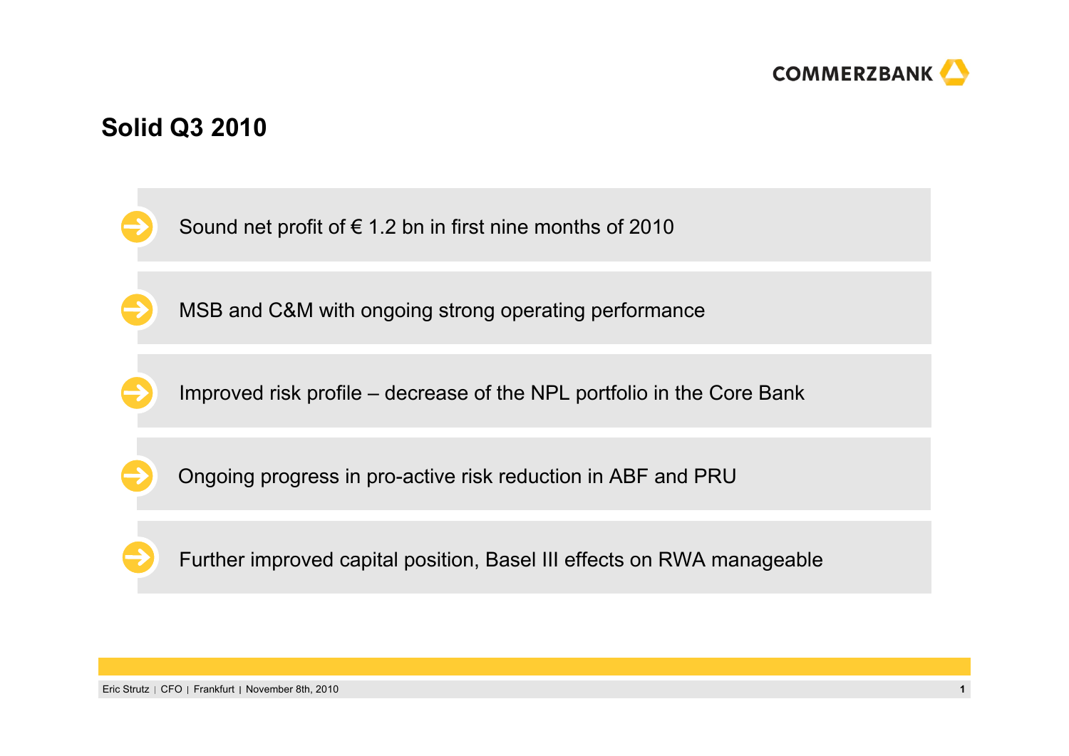# Solid Q3 2010

- Sound net profit of € 1.2 bn in first nine months of 2010
- MSB and C&M with ongoing strong operating performance
- Improved risk profile – decrease of the NPL portfolio in the Core Bank
- Ongoing progress in pro-active risk reduction in ABF and PRU
- Further improved capital position, Basel III effects on RWA manageable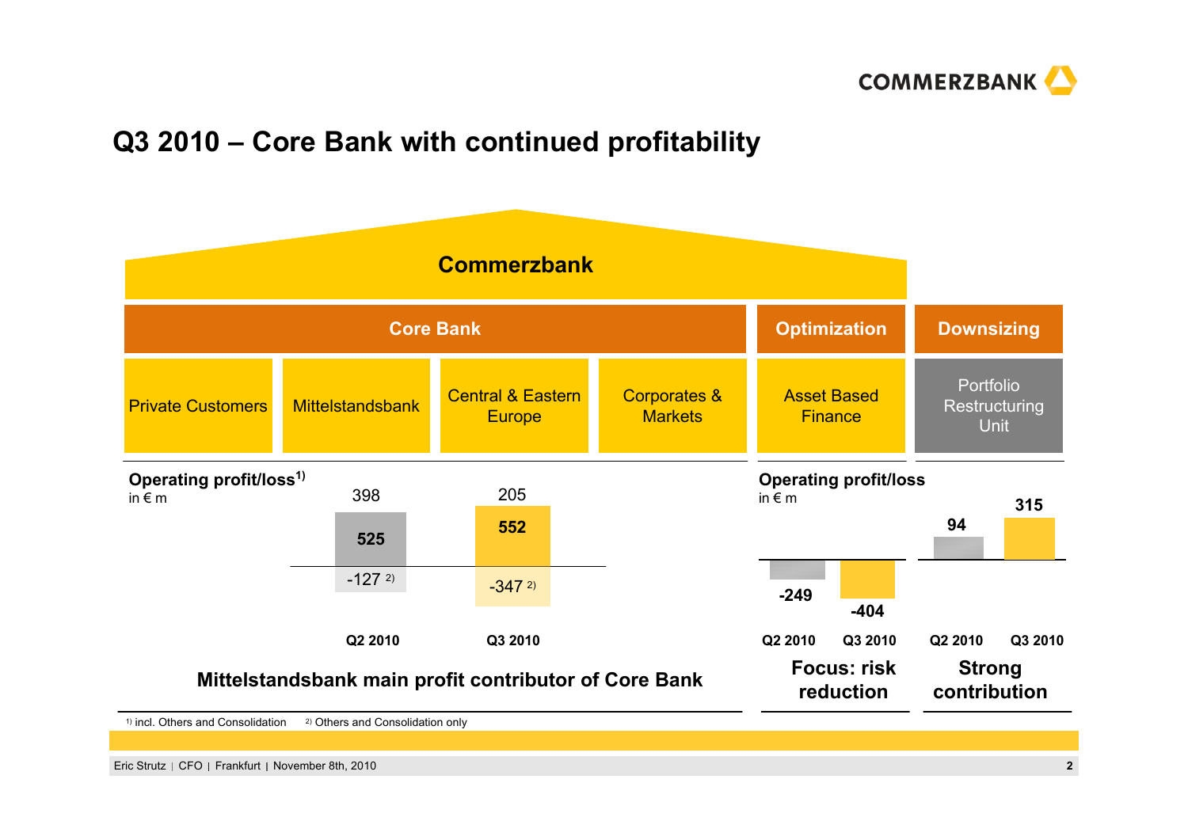# Q3 2010 – Core Bank with continued profitability

**Commerzbank**

| Core Bank | | | | Optimization | Downsizing |
|---|---|---|---|---|---|
| Private Customers | Mittelstandsbank | Central & Eastern Europe | Corporates & Markets | Asset Based Finance | Portfolio Restructuring Unit |

**Operating profit/loss[1)]** in € m

| | Q2 2010 | Q3 2010 |
|---|---|---|
| Total | 398 | 205 |
| Core segments | 525 | 552 |
| Others and Consolidation[2)] | -127 | -347 |

**Operating profit/loss** in € m

| | Q2 2010 | Q3 2010 |
|---|---|---|
| Asset Based Finance | -249 | -404 |
| Portfolio Restructuring Unit | 94 | 315 |

**Mittelstandsbank main profit contributor of Core Bank**

**Focus: risk reduction**

**Strong contribution**

1) incl. Others and Consolidation 2) Others and Consolidation only

Eric Strutz | CFO | Frankfurt | November 8th, 2010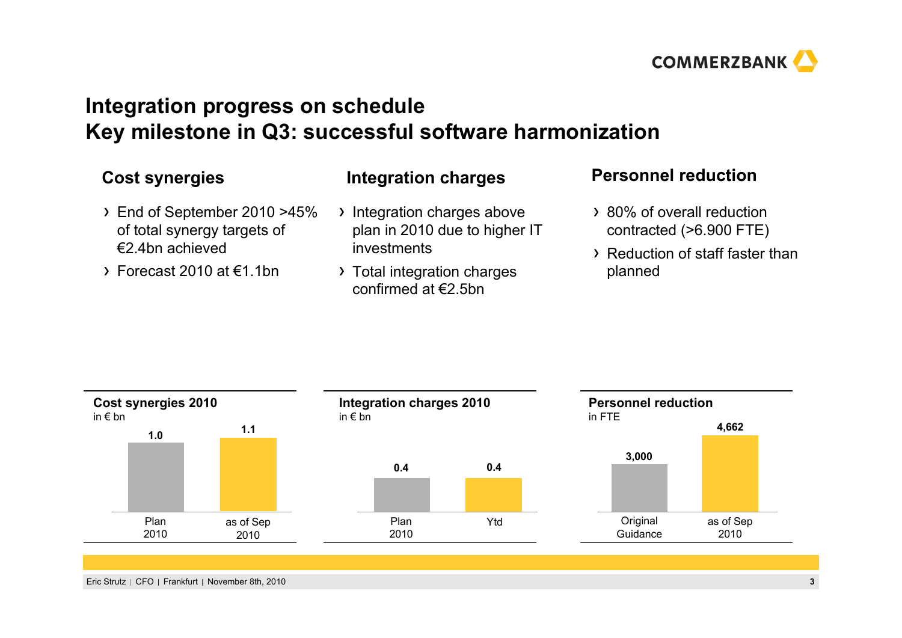# Integration progress on schedule
# Key milestone in Q3: successful software harmonization

## Cost synergies

- End of September 2010 >45% of total synergy targets of €2.4bn achieved
- Forecast 2010 at €1.1bn

## Integration charges

- Integration charges above plan in 2010 due to higher IT investments
- Total integration charges confirmed at €2.5bn

## Personnel reduction

- 80% of overall reduction contracted (>6.900 FTE)
- Reduction of staff faster than planned

**Cost synergies 2010**
in € bn

| Plan 2010 | as of Sep 2010 |
|---|---|
| 1.0 | 1.1 |

**Integration charges 2010**
in € bn

| Plan 2010 | Ytd |
|---|---|
| 0.4 | 0.4 |

**Personnel reduction**
in FTE

| Original Guidance | as of Sep 2010 |
|---|---|
| 3,000 | 4,662 |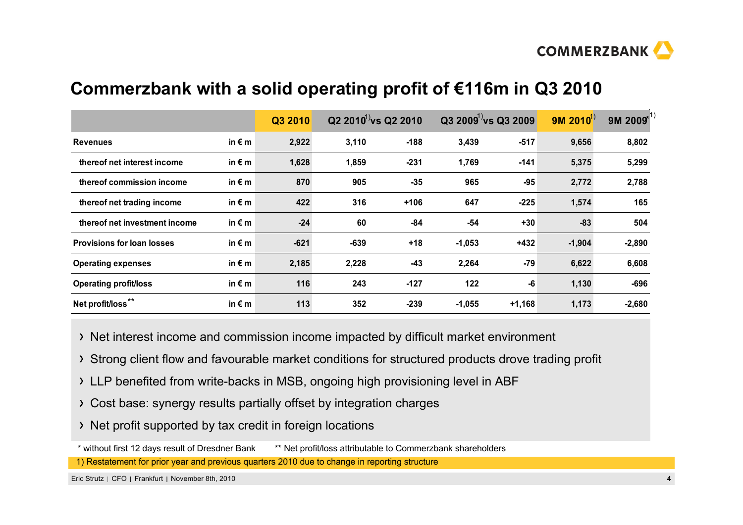# Commerzbank with a solid operating profit of €116m in Q3 2010

| | | Q3 2010 | Q2 2010[1) ] | vs Q2 2010 | Q3 2009[1) ] | vs Q3 2009 | 9M 2010[1) ] | 9M 2009*[1) ] |
|---|---|---|---|---|---|---|---|---|
| **Revenues** | in € m | 2,922 | 3,110 | -188 | 3,439 | -517 | 9,656 | 8,802 |
| thereof net interest income | in € m | 1,628 | 1,859 | -231 | 1,769 | -141 | 5,375 | 5,299 |
| thereof commission income | in € m | 870 | 905 | -35 | 965 | -95 | 2,772 | 2,788 |
| thereof net trading income | in € m | 422 | 316 | +106 | 647 | -225 | 1,574 | 165 |
| thereof net investment income | in € m | -24 | 60 | -84 | -54 | +30 | -83 | 504 |
| **Provisions for loan losses** | in € m | -621 | -639 | +18 | -1,053 | +432 | -1,904 | -2,890 |
| **Operating expenses** | in € m | 2,185 | 2,228 | -43 | 2,264 | -79 | 6,622 | 6,608 |
| **Operating profit/loss** | in € m | 116 | 243 | -127 | 122 | -6 | 1,130 | -696 |
| **Net profit/loss**** | in € m | 113 | 352 | -239 | -1,055 | +1,168 | 1,173 | -2,680 |

- Net interest income and commission income impacted by difficult market environment
- Strong client flow and favourable market conditions for structured products drove trading profit
- LLP benefited from write-backs in MSB, ongoing high provisioning level in ABF
- Cost base: synergy results partially offset by integration charges
- Net profit supported by tax credit in foreign locations

\* without first 12 days result of Dresdner Bank ** Net profit/loss attributable to Commerzbank shareholders

1) Restatement for prior year and previous quarters 2010 due to change in reporting structure

Eric Strutz | CFO | Frankfurt | November 8th, 2010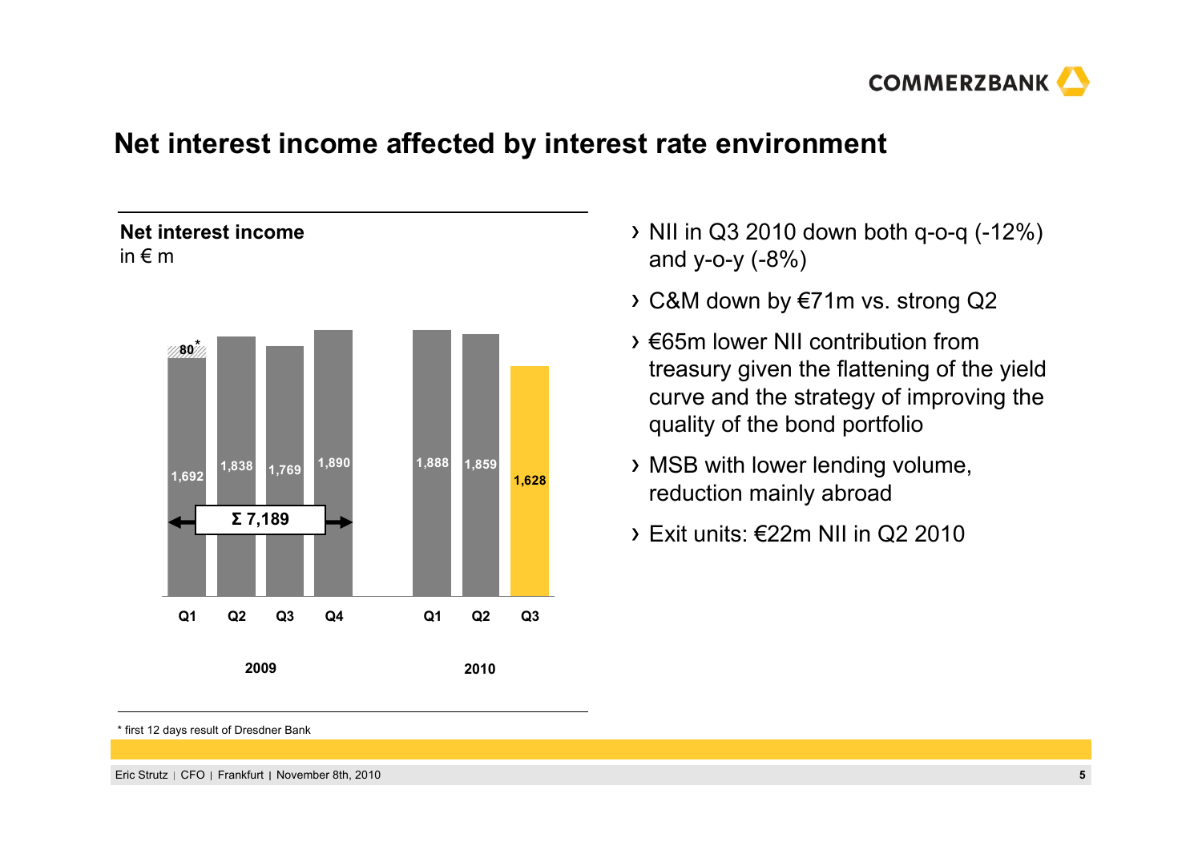# Net interest income affected by interest rate environment

**Net interest income**
in € m

| | 2009 Q1 | 2009 Q2 | 2009 Q3 | 2009 Q4 | 2010 Q1 | 2010 Q2 | 2010 Q3 |
|---|---|---|---|---|---|---|---|
| Net interest income | 1,692 (+80*) | 1,838 | 1,769 | 1,890 | 1,888 | 1,859 | 1,628 |

Σ 7,189 (2009)

- NII in Q3 2010 down both q-o-q (-12%) and y-o-y (-8%)
- C&M down by €71m vs. strong Q2
- €65m lower NII contribution from treasury given the flattening of the yield curve and the strategy of improving the quality of the bond portfolio
- MSB with lower lending volume, reduction mainly abroad
- Exit units: €22m NII in Q2 2010

* first 12 days result of Dresdner Bank

Eric Strutz | CFO | Frankfurt | November 8th, 2010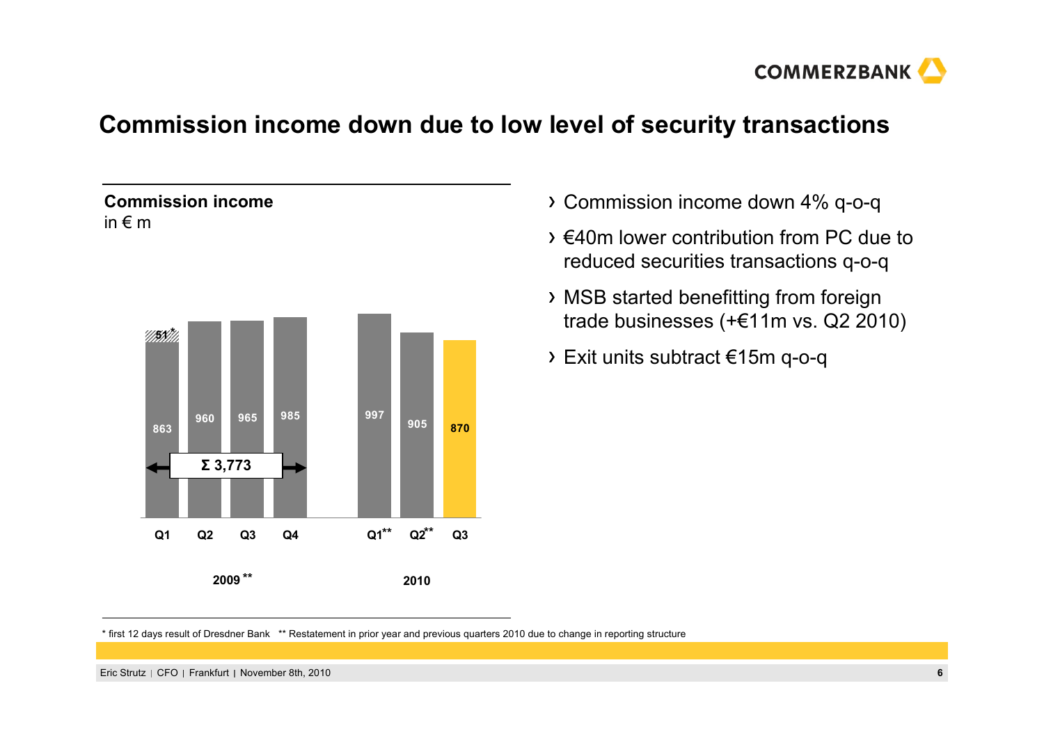# Commission income down due to low level of security transactions

**Commission income**
in € m

| | 2009** Q1 | 2009** Q2 | 2009** Q3 | 2009** Q4 | 2010 Q1** | 2010 Q2** | 2010 Q3 |
|---|---|---|---|---|---|---|---|
| Commission income | 863 (+51*) | 960 | 965 | 985 | 997 | 905 | 870 |

Σ 3,773 (2009 Q1–Q4)

- Commission income down 4% q-o-q
- €40m lower contribution from PC due to reduced securities transactions q-o-q
- MSB started benefitting from foreign trade businesses (+€11m vs. Q2 2010)
- Exit units subtract €15m q-o-q

\* first 12 days result of Dresdner Bank ** Restatement in prior year and previous quarters 2010 due to change in reporting structure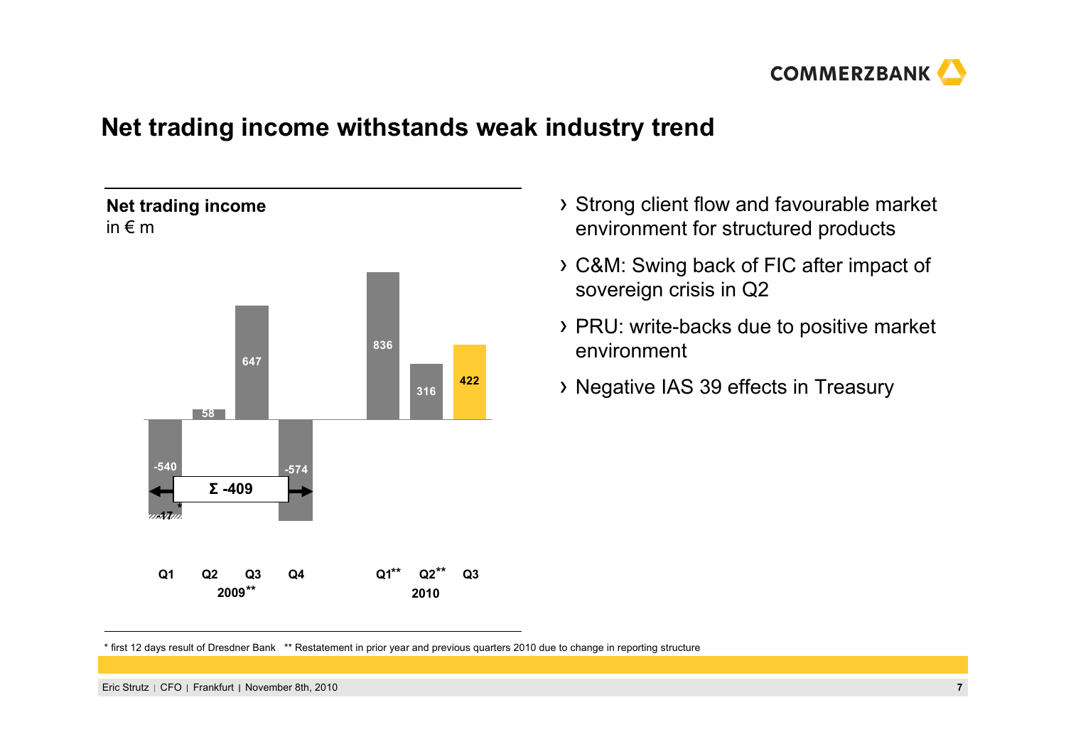# Net trading income withstands weak industry trend

**Net trading income**
in € m

| | Q1 2009 | Q2 2009 | Q3 2009 | Q4 2009 | Q1 2010** | Q2 2010** | Q3 2010 |
|---|---|---|---|---|---|---|---|
| Net trading income | -540 (-17*) | 58 | 647 | -574 | 836 | 316 | 422 |

Σ -409 (2009**)

- Strong client flow and favourable market environment for structured products
- C&M: Swing back of FIC after impact of sovereign crisis in Q2
- PRU: write-backs due to positive market environment
- Negative IAS 39 effects in Treasury

* first 12 days result of Dresdner Bank ** Restatement in prior year and previous quarters 2010 due to change in reporting structure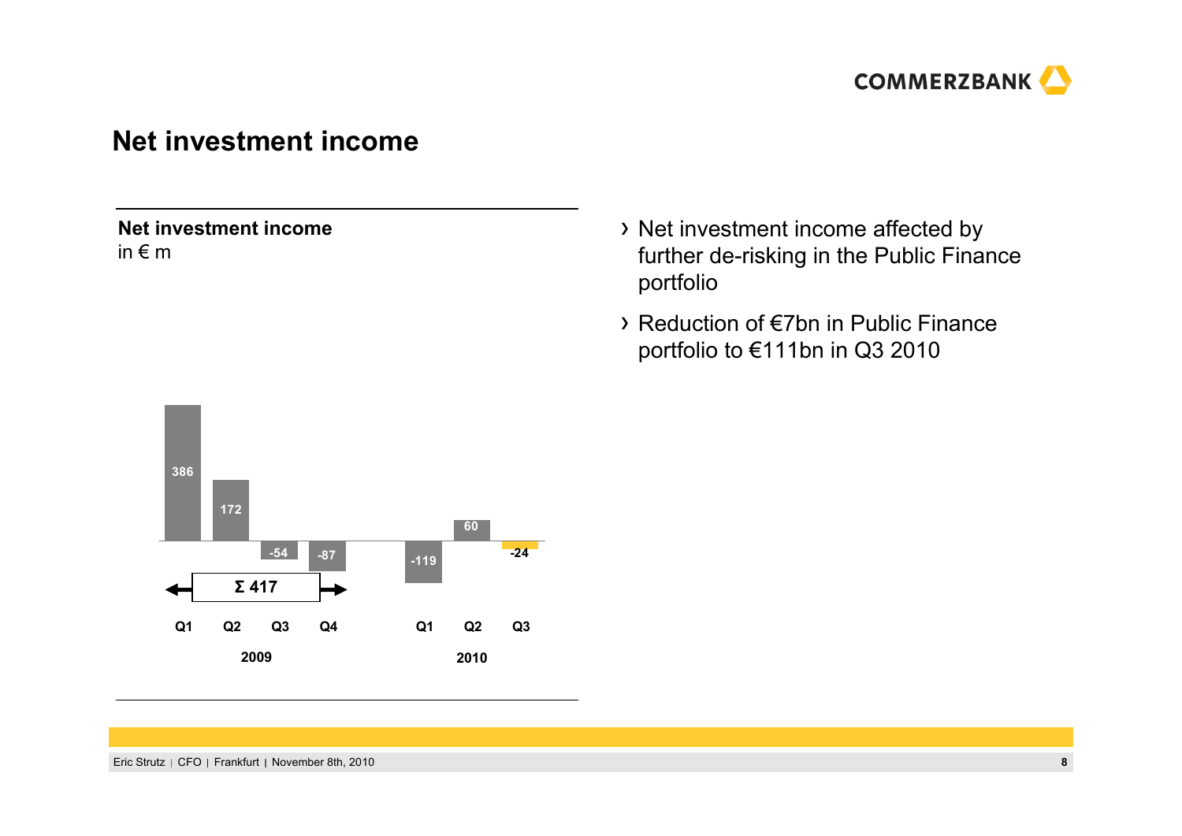# Net investment income

**Net investment income**
in € m

| | Q1 2009 | Q2 2009 | Q3 2009 | Q4 2009 | Q1 2010 | Q2 2010 | Q3 2010 |
|---|---|---|---|---|---|---|---|
| Net investment income | 386 | 172 | -54 | -87 | -119 | 60 | -24 |

2009: Σ 417

- Net investment income affected by further de-risking in the Public Finance portfolio
- Reduction of €7bn in Public Finance portfolio to €111bn in Q3 2010

Eric Strutz | CFO | Frankfurt | November 8th, 2010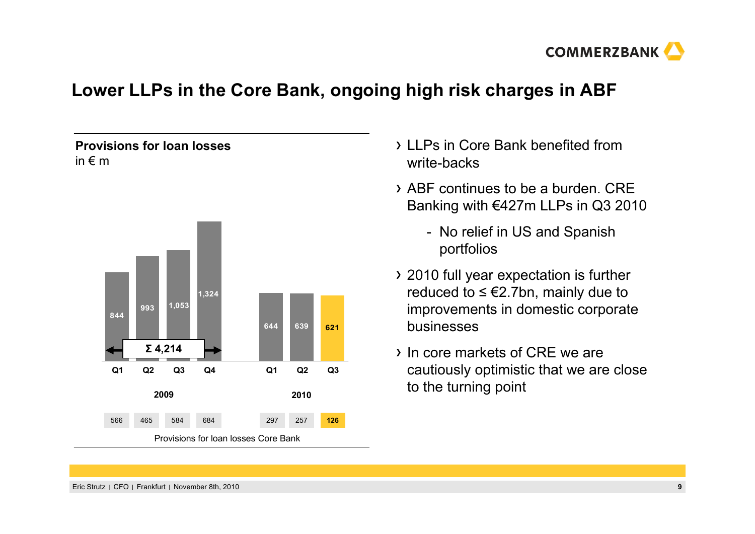# Lower LLPs in the Core Bank, ongoing high risk charges in ABF

**Provisions for loan losses**
in € m

| | 2009 Q1 | 2009 Q2 | 2009 Q3 | 2009 Q4 | 2010 Q1 | 2010 Q2 | 2010 Q3 |
|---|---|---|---|---|---|---|---|
| Provisions for loan losses | 844 | 993 | 1,053 | 1,324 | 644 | 639 | **621** |
| Provisions for loan losses Core Bank | 566 | 465 | 584 | 684 | 297 | 257 | **126** |

2009: Σ 4,214

- LLPs in Core Bank benefited from write-backs
- ABF continues to be a burden. CRE Banking with €427m LLPs in Q3 2010
  - No relief in US and Spanish portfolios
- 2010 full year expectation is further reduced to ≤ €2.7bn, mainly due to improvements in domestic corporate businesses
- In core markets of CRE we are cautiously optimistic that we are close to the turning point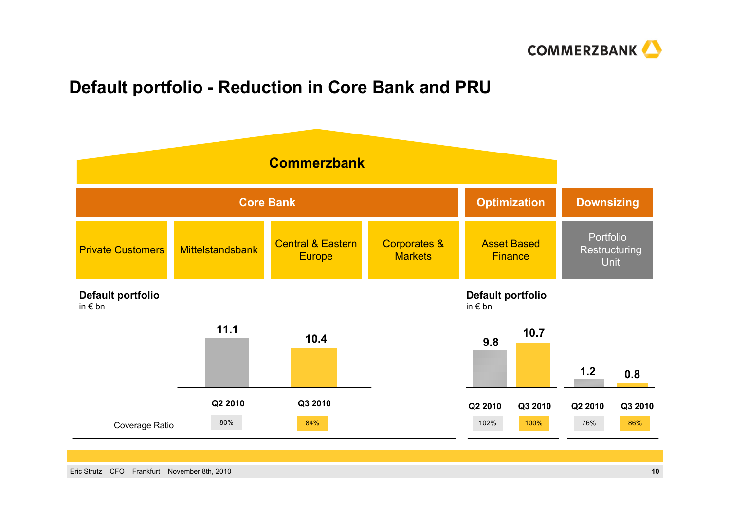# Default portfolio - Reduction in Core Bank and PRU

**Commerzbank**

| Core Bank | | | | Optimization | Downsizing |
|---|---|---|---|---|---|
| Private Customers | Mittelstandsbank | Central & Eastern Europe | Corporates & Markets | Asset Based Finance | Portfolio Restructuring Unit |

**Default portfolio**
in € bn

| | Core Bank Q2 2010 | Core Bank Q3 2010 | Asset Based Finance Q2 2010 | Asset Based Finance Q3 2010 | PRU Q2 2010 | PRU Q3 2010 |
|---|---|---|---|---|---|---|
| Default portfolio | 11.1 | 10.4 | 9.8 | 10.7 | 1.2 | 0.8 |
| Coverage Ratio | 80% | 84% | 102% | 100% | 76% | 86% |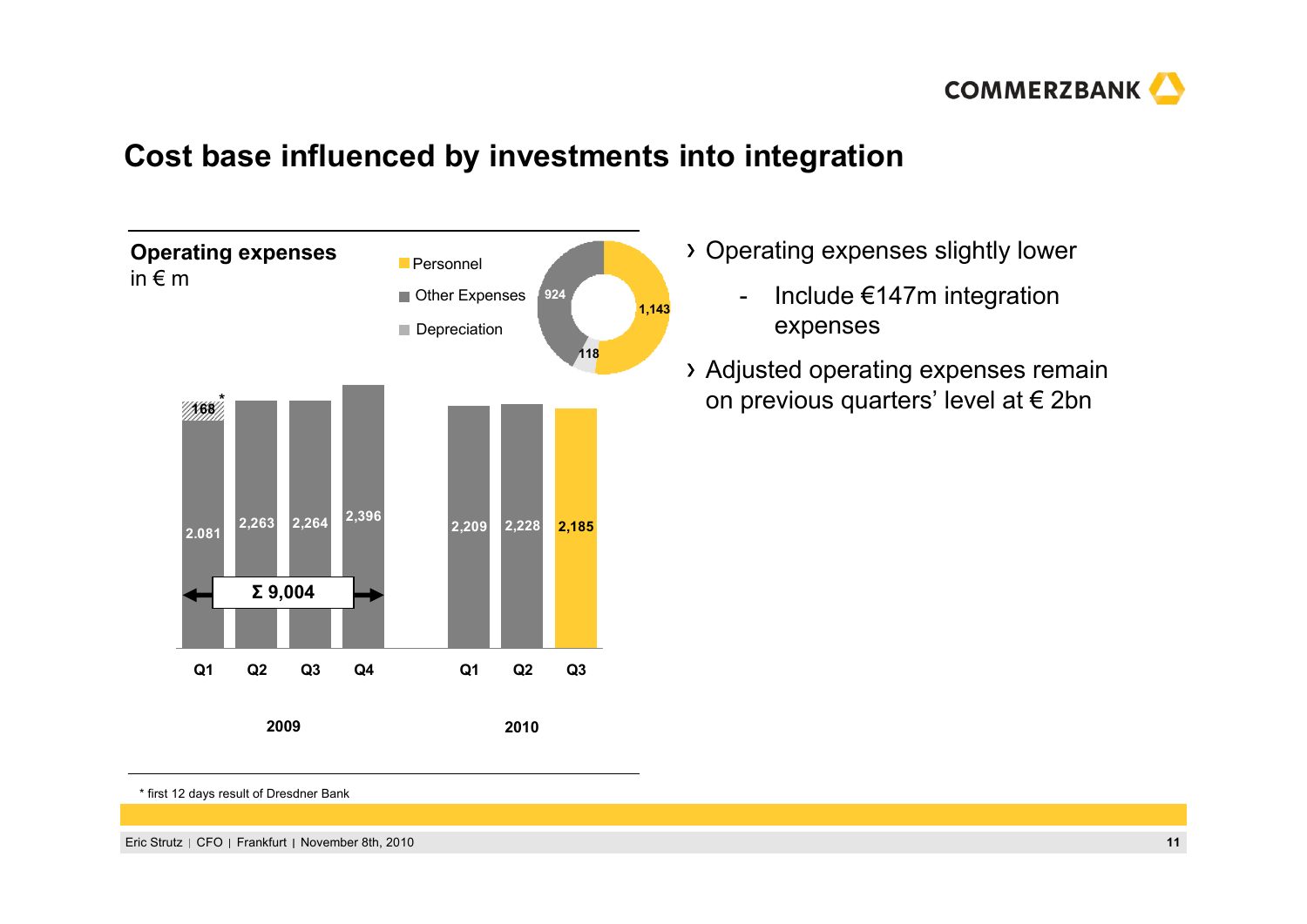# Cost base influenced by investments into integration

**Operating expenses**
in € m

Personnel: 1,143
Other Expenses: 924
Depreciation: 118

| | Q1 2009 | Q2 2009 | Q3 2009 | Q4 2009 | Q1 2010 | Q2 2010 | Q3 2010 |
|---|---|---|---|---|---|---|---|
| Operating expenses | 2.081 (+168*) | 2,263 | 2,264 | 2,396 | 2,209 | 2,228 | 2,185 |

Σ 9,004 (2009)

- Operating expenses slightly lower
  - Include €147m integration expenses
- Adjusted operating expenses remain on previous quarters' level at € 2bn

\* first 12 days result of Dresdner Bank

Eric Strutz | CFO | Frankfurt | November 8th, 2010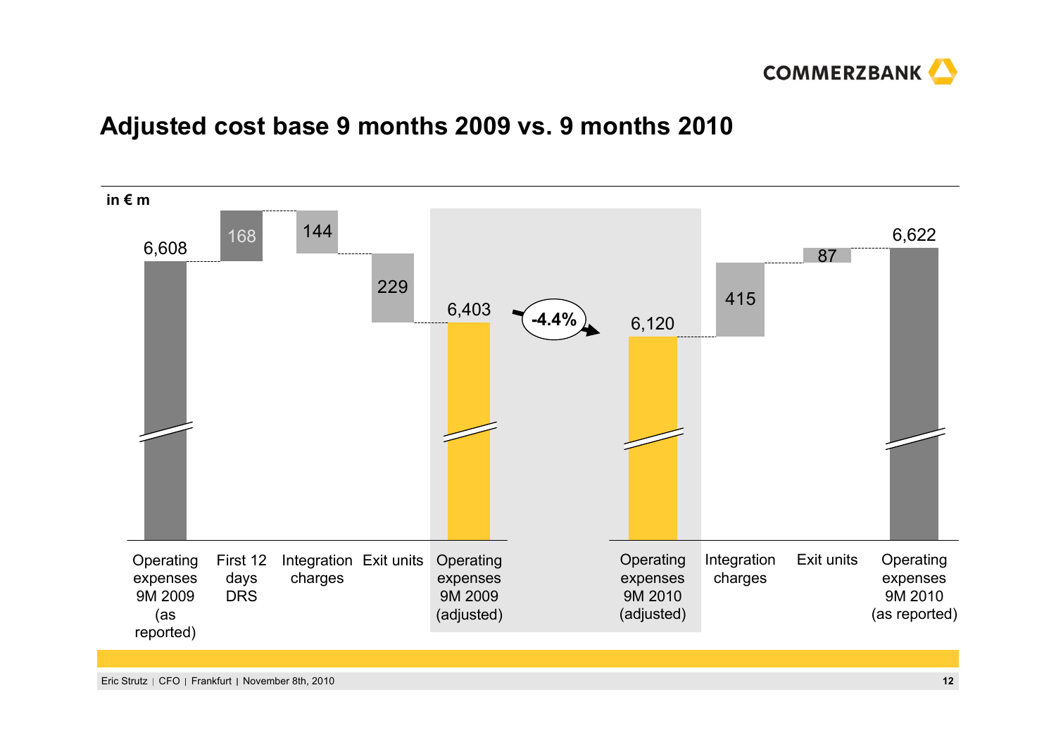# Adjusted cost base 9 months 2009 vs. 9 months 2010

in € m

| Operating expenses 9M 2009 (as reported) | First 12 days DRS | Integration charges | Exit units | Operating expenses 9M 2009 (adjusted) | | Operating expenses 9M 2010 (adjusted) | Integration charges | Exit units | Operating expenses 9M 2010 (as reported) |
|---|---|---|---|---|---|---|---|---|---|
| 6,608 | 168 | 144 | 229 | 6,403 | -4.4% | 6,120 | 415 | 87 | 6,622 |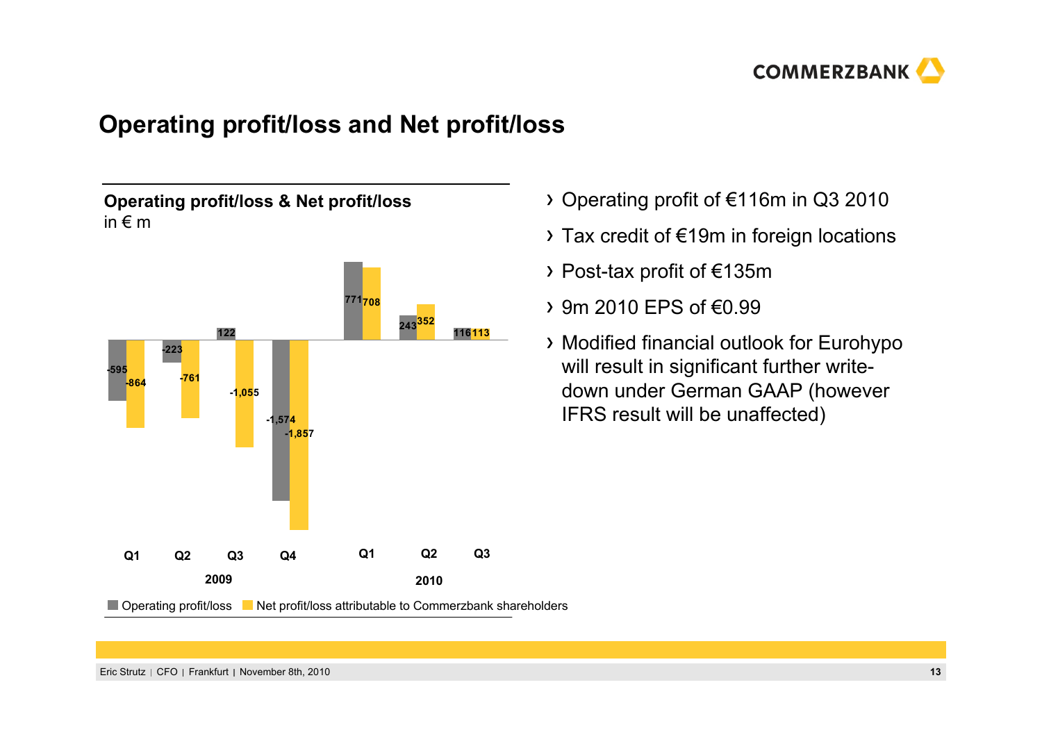# Operating profit/loss and Net profit/loss

**Operating profit/loss & Net profit/loss**
in € m

| | 2009 Q1 | 2009 Q2 | 2009 Q3 | 2009 Q4 | 2010 Q1 | 2010 Q2 | 2010 Q3 |
|---|---|---|---|---|---|---|---|
| Operating profit/loss | -595 | -223 | 122 | -1,574 | 771 | 243 | 116 |
| Net profit/loss attributable to Commerzbank shareholders | -864 | -761 | -1,055 | -1,857 | 708 | 352 | 113 |

- Operating profit of €116m in Q3 2010
- Tax credit of €19m in foreign locations
- Post-tax profit of €135m
- 9m 2010 EPS of €0.99
- Modified financial outlook for Eurohypo will result in significant further write-down under German GAAP (however IFRS result will be unaffected)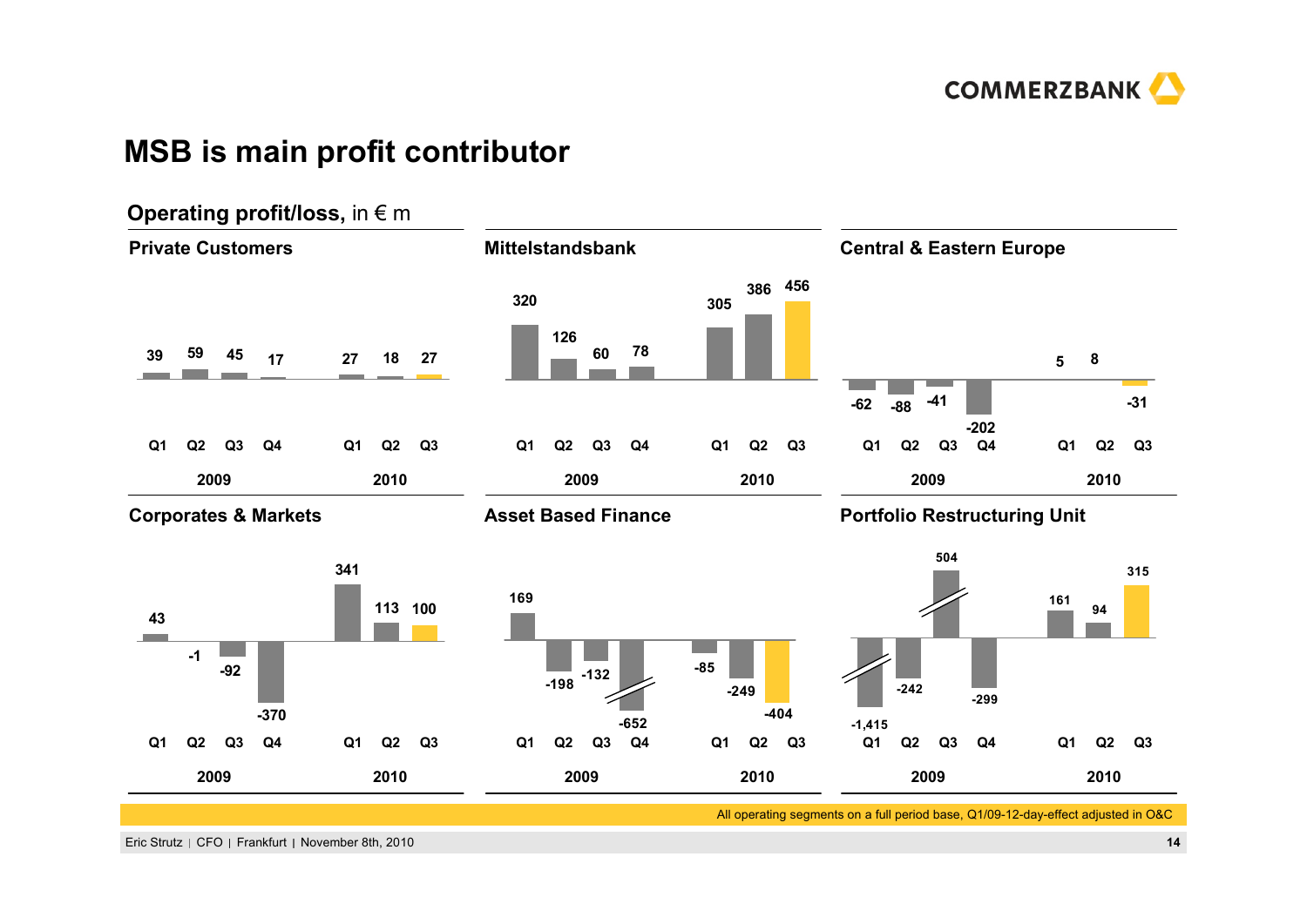# MSB is main profit contributor

## Operating profit/loss, in € m

### Private Customers

| | Q1 2009 | Q2 2009 | Q3 2009 | Q4 2009 | Q1 2010 | Q2 2010 | Q3 2010 |
|---|---|---|---|---|---|---|---|
| Private Customers | 39 | 59 | 45 | 17 | 27 | 18 | 27 |

### Mittelstandsbank

| | Q1 2009 | Q2 2009 | Q3 2009 | Q4 2009 | Q1 2010 | Q2 2010 | Q3 2010 |
|---|---|---|---|---|---|---|---|
| Mittelstandsbank | 320 | 126 | 60 | 78 | 305 | 386 | 456 |

### Central & Eastern Europe

| | Q1 2009 | Q2 2009 | Q3 2009 | Q4 2009 | Q1 2010 | Q2 2010 | Q3 2010 |
|---|---|---|---|---|---|---|---|
| Central & Eastern Europe | -62 | -88 | -41 | -202 | 5 | 8 | -31 |

### Corporates & Markets

| | Q1 2009 | Q2 2009 | Q3 2009 | Q4 2009 | Q1 2010 | Q2 2010 | Q3 2010 |
|---|---|---|---|---|---|---|---|
| Corporates & Markets | 43 | -1 | -92 | -370 | 341 | 113 | 100 |

### Asset Based Finance

| | Q1 2009 | Q2 2009 | Q3 2009 | Q4 2009 | Q1 2010 | Q2 2010 | Q3 2010 |
|---|---|---|---|---|---|---|---|
| Asset Based Finance | 169 | -198 | -132 | -652 | -85 | -249 | -404 |

### Portfolio Restructuring Unit

| | Q1 2009 | Q2 2009 | Q3 2009 | Q4 2009 | Q1 2010 | Q2 2010 | Q3 2010 |
|---|---|---|---|---|---|---|---|
| Portfolio Restructuring Unit | -1,415 | -242 | 504 | -299 | 161 | 94 | 315 |

All operating segments on a full period base, Q1/09-12-day-effect adjusted in O&C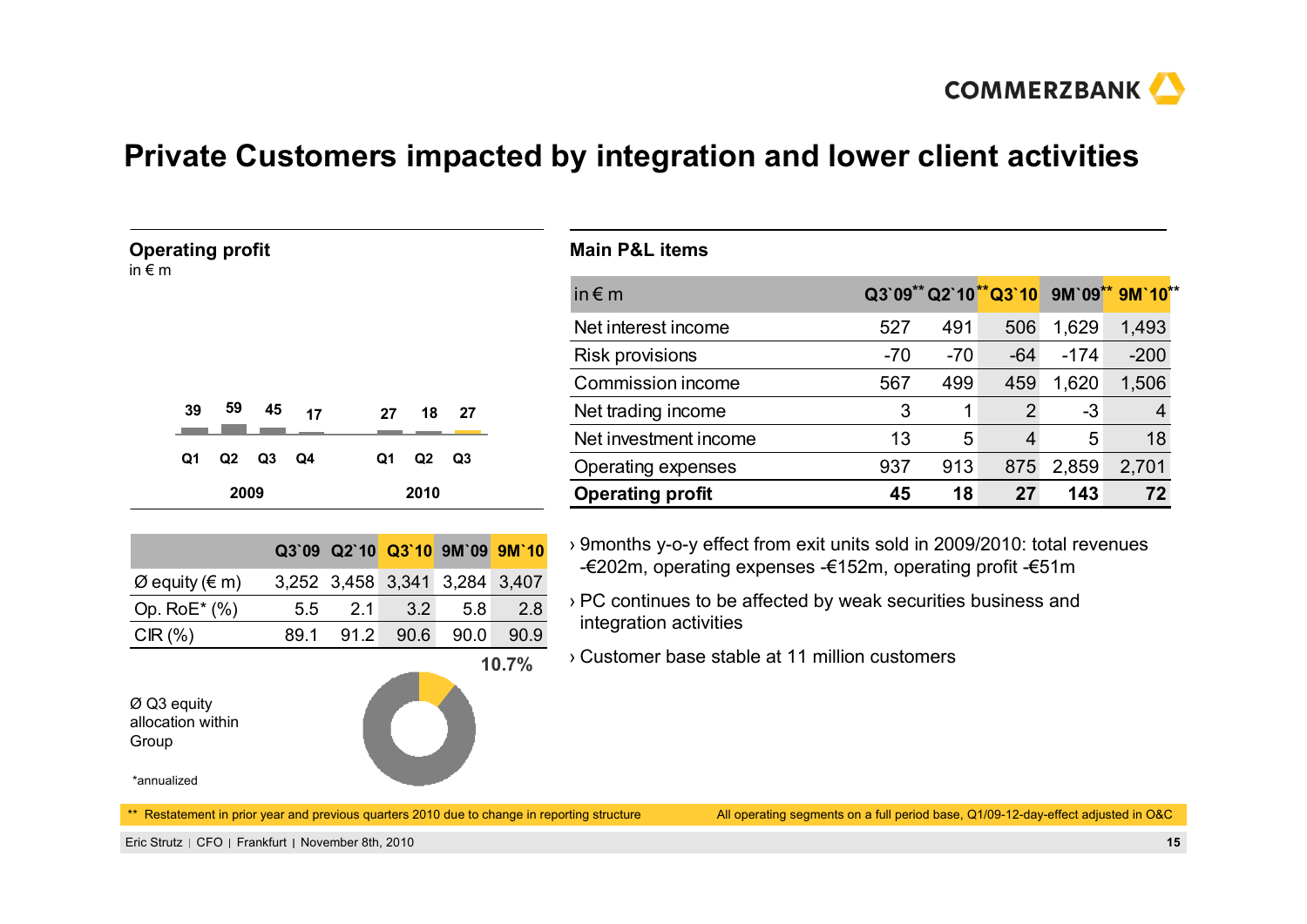# Private Customers impacted by integration and lower client activities

## Operating profit

in € m

| | Q1 | Q2 | Q3 | Q4 |
|---|---|---|---|---|
| 2009 | 39 | 59 | 45 | 17 |
| 2010 | 27 | 18 | 27 | |

| | Q3`09 | Q2`10 | Q3`10 | 9M`09 | 9M`10 |
|---|---|---|---|---|---|
| Ø equity (€ m) | 3,252 | 3,458 | 3,341 | 3,284 | 3,407 |
| Op. RoE* (%) | 5.5 | 2.1 | 3.2 | 5.8 | 2.8 |
| CIR (%) | 89.1 | 91.2 | 90.6 | 90.0 | 90.9 |

Ø Q3 equity allocation within Group: 10.7%

*annualized

## Main P&L items

| in € m | Q3`09** | Q2`10** | Q3`10 | 9M`09** | 9M`10** |
|---|---|---|---|---|---|
| Net interest income | 527 | 491 | 506 | 1,629 | 1,493 |
| Risk provisions | -70 | -70 | -64 | -174 | -200 |
| Commission income | 567 | 499 | 459 | 1,620 | 1,506 |
| Net trading income | 3 | 1 | 2 | -3 | 4 |
| Net investment income | 13 | 5 | 4 | 5 | 18 |
| Operating expenses | 937 | 913 | 875 | 2,859 | 2,701 |
| **Operating profit** | **45** | **18** | **27** | **143** | **72** |

› 9months y-o-y effect from exit units sold in 2009/2010: total revenues -€202m, operating expenses -€152m, operating profit -€51m

› PC continues to be affected by weak securities business and integration activities

› Customer base stable at 11 million customers

** Restatement in prior year and previous quarters 2010 due to change in reporting structure

All operating segments on a full period base, Q1/09-12-day-effect adjusted in O&C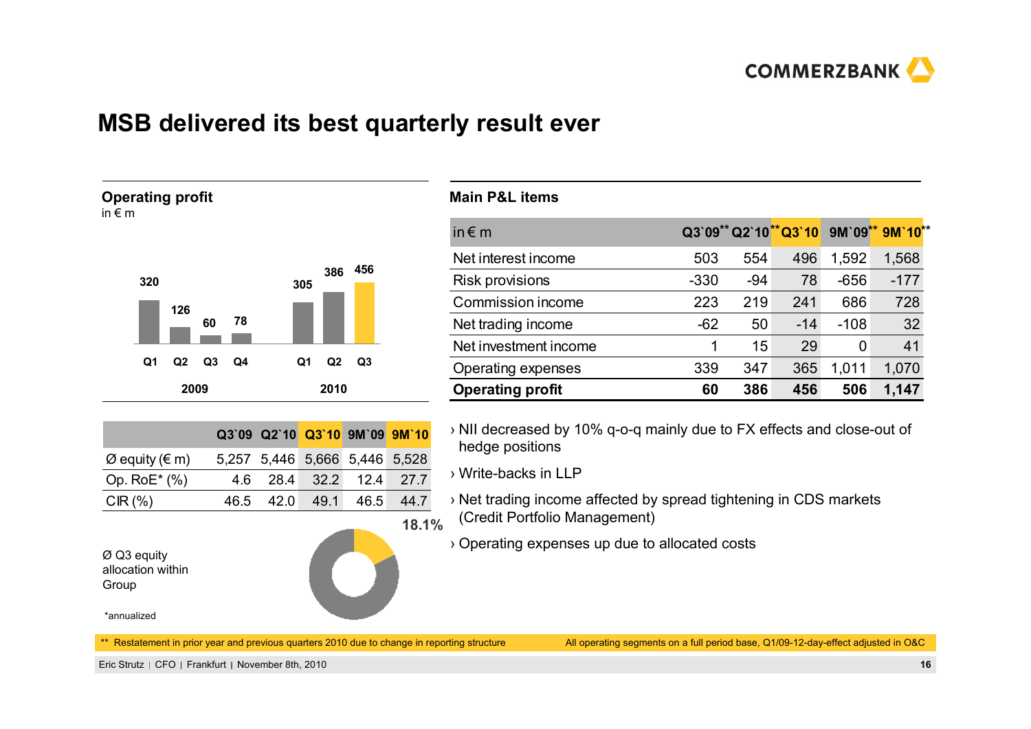# MSB delivered its best quarterly result ever

## Operating profit

in € m

| | 2009 | | | | 2010 | | |
|---|---|---|---|---|---|---|---|
| | Q1 | Q2 | Q3 | Q4 | Q1 | Q2 | Q3 |
| Operating profit | 320 | 126 | 60 | 78 | 305 | 386 | 456 |

| | Q3`09 | Q2`10 | Q3`10 | 9M`09 | 9M`10 |
|---|---|---|---|---|---|
| Ø equity (€ m) | 5,257 | 5,446 | 5,666 | 5,446 | 5,528 |
| Op. RoE* (%) | 4.6 | 28.4 | 32.2 | 12.4 | 27.7 |
| CIR (%) | 46.5 | 42.0 | 49.1 | 46.5 | 44.7 |

Ø Q3 equity allocation within Group: 18.1%

*annualized

## Main P&L items

| in € m | Q3`09** | Q2`10** | Q3`10 | 9M`09** | 9M`10** |
|---|---|---|---|---|---|
| Net interest income | 503 | 554 | 496 | 1,592 | 1,568 |
| Risk provisions | -330 | -94 | 78 | -656 | -177 |
| Commission income | 223 | 219 | 241 | 686 | 728 |
| Net trading income | -62 | 50 | -14 | -108 | 32 |
| Net investment income | 1 | 15 | 29 | 0 | 41 |
| Operating expenses | 339 | 347 | 365 | 1,011 | 1,070 |
| **Operating profit** | **60** | **386** | **456** | **506** | **1,147** |

- NII decreased by 10% q-o-q mainly due to FX effects and close-out of hedge positions
- Write-backs in LLP
- Net trading income affected by spread tightening in CDS markets (Credit Portfolio Management)
- Operating expenses up due to allocated costs

** Restatement in prior year and previous quarters 2010 due to change in reporting structure

All operating segments on a full period base, Q1/09-12-day-effect adjusted in O&C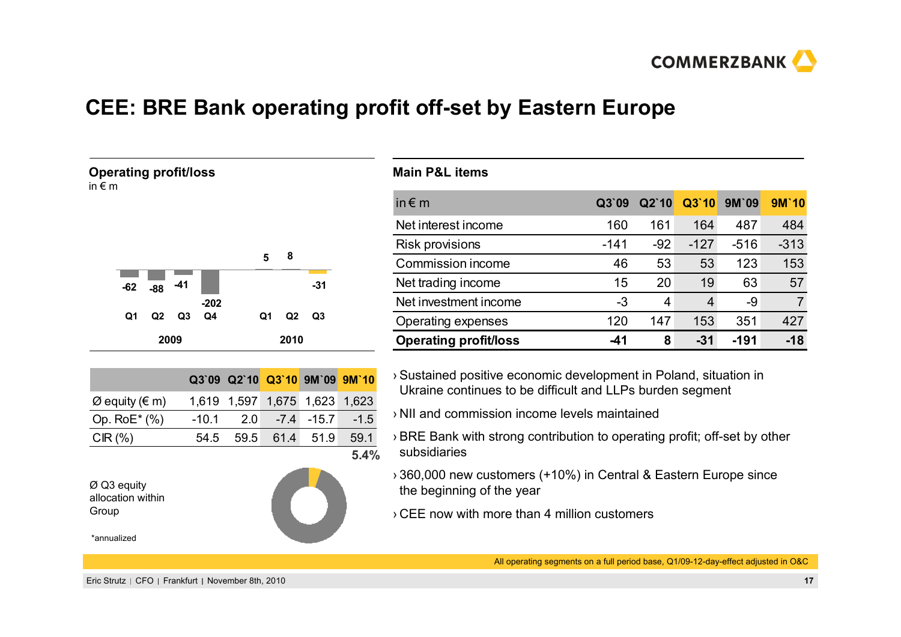# CEE: BRE Bank operating profit off-set by Eastern Europe

## Operating profit/loss

in € m

| | Q1 | Q2 | Q3 | Q4 |
|---|---|---|---|---|
| 2009 | -62 | -88 | -41 | -202 |
| 2010 | 5 | 8 | -31 | |

| | Q3`09 | Q2`10 | Q3`10 | 9M`09 | 9M`10 |
|---|---|---|---|---|---|
| Ø equity (€ m) | 1,619 | 1,597 | 1,675 | 1,623 | 1,623 |
| Op. RoE* (%) | -10.1 | 2.0 | -7.4 | -15.7 | -1.5 |
| CIR (%) | 54.5 | 59.5 | 61.4 | 51.9 | 59.1 |

Ø Q3 equity allocation within Group: 5.4%

*annualized

## Main P&L items

| in € m | Q3`09 | Q2`10 | Q3`10 | 9M`09 | 9M`10 |
|---|---|---|---|---|---|
| Net interest income | 160 | 161 | 164 | 487 | 484 |
| Risk provisions | -141 | -92 | -127 | -516 | -313 |
| Commission income | 46 | 53 | 53 | 123 | 153 |
| Net trading income | 15 | 20 | 19 | 63 | 57 |
| Net investment income | -3 | 4 | 4 | -9 | 7 |
| Operating expenses | 120 | 147 | 153 | 351 | 427 |
| **Operating profit/loss** | **-41** | **8** | **-31** | **-191** | **-18** |

- Sustained positive economic development in Poland, situation in Ukraine continues to be difficult and LLPs burden segment
- NII and commission income levels maintained
- BRE Bank with strong contribution to operating profit; off-set by other subsidiaries
- 360,000 new customers (+10%) in Central & Eastern Europe since the beginning of the year
- CEE now with more than 4 million customers

All operating segments on a full period base, Q1/09-12-day-effect adjusted in O&C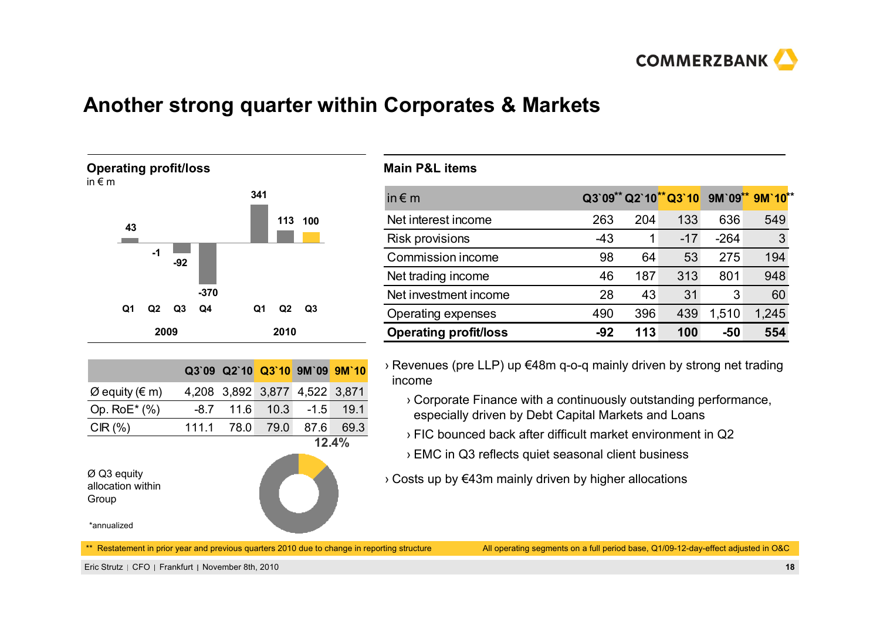# Another strong quarter within Corporates & Markets

## Operating profit/loss

in € m

| | Q1 2009 | Q2 2009 | Q3 2009 | Q4 2009 | Q1 2010 | Q2 2010 | Q3 2010 |
|---|---|---|---|---|---|---|---|
| Operating profit/loss | 43 | -1 | -92 | -370 | 341 | 113 | 100 |

| | Q3`09 | Q2`10 | Q3`10 | 9M`09 | 9M`10 |
|---|---|---|---|---|---|
| Ø equity (€ m) | 4,208 | 3,892 | 3,877 | 4,522 | 3,871 |
| Op. RoE* (%) | -8.7 | 11.6 | 10.3 | -1.5 | 19.1 |
| CIR (%) | 111.1 | 78.0 | 79.0 | 87.6 | 69.3 |

Ø Q3 equity allocation within Group: 12.4%

*annualized

## Main P&L items

| in € m | Q3`09** | Q2`10** | Q3`10 | 9M`09** | 9M`10** |
|---|---|---|---|---|---|
| Net interest income | 263 | 204 | 133 | 636 | 549 |
| Risk provisions | -43 | 1 | -17 | -264 | 3 |
| Commission income | 98 | 64 | 53 | 275 | 194 |
| Net trading income | 46 | 187 | 313 | 801 | 948 |
| Net investment income | 28 | 43 | 31 | 3 | 60 |
| Operating expenses | 490 | 396 | 439 | 1,510 | 1,245 |
| **Operating profit/loss** | **-92** | **113** | **100** | **-50** | **554** |

- Revenues (pre LLP) up €48m q-o-q mainly driven by strong net trading income
  - Corporate Finance with a continuously outstanding performance, especially driven by Debt Capital Markets and Loans
  - FIC bounced back after difficult market environment in Q2
  - EMC in Q3 reflects quiet seasonal client business
- Costs up by €43m mainly driven by higher allocations

** Restatement in prior year and previous quarters 2010 due to change in reporting structure

All operating segments on a full period base, Q1/09-12-day-effect adjusted in O&C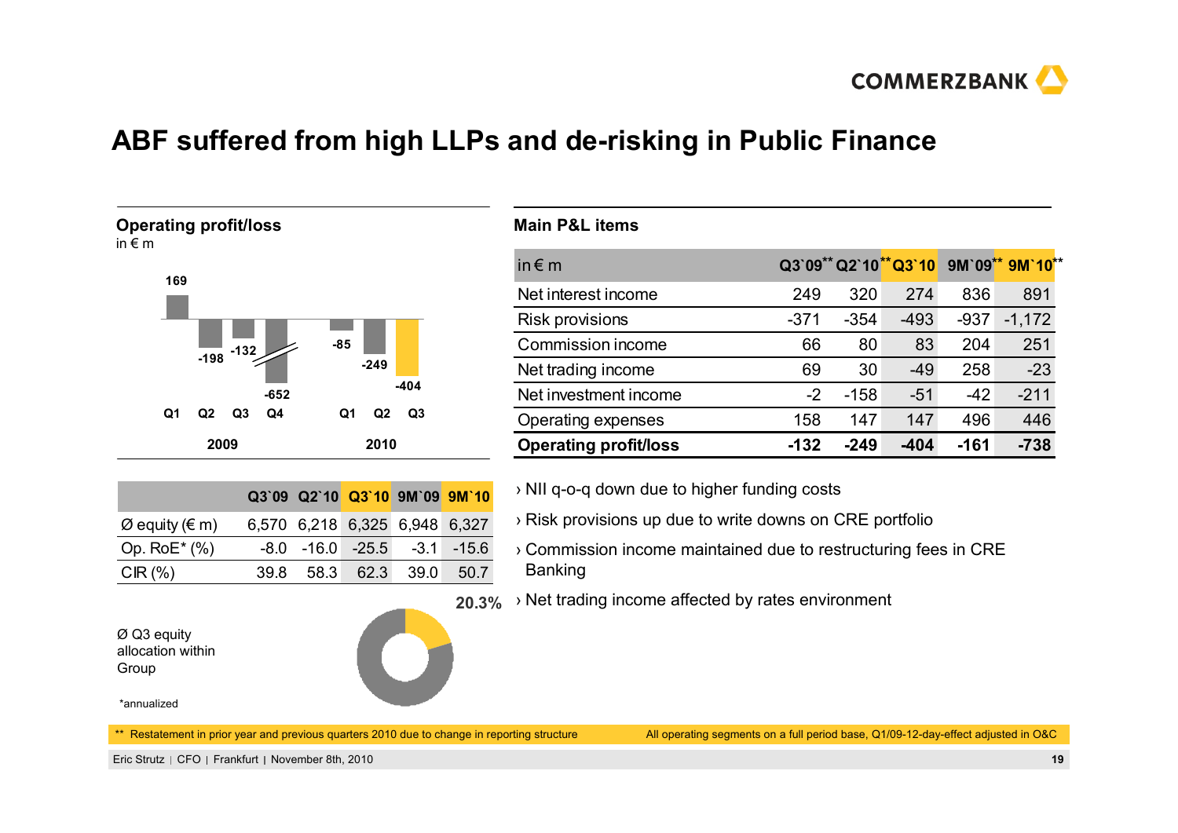# ABF suffered from high LLPs and de-risking in Public Finance

**Operating profit/loss**
in € m

| | 2009 Q1 | 2009 Q2 | 2009 Q3 | 2009 Q4 | 2010 Q1 | 2010 Q2 | 2010 Q3 |
|---|---|---|---|---|---|---|---|
| Operating profit/loss | 169 | -198 | -132 | -652 | -85 | -249 | -404 |

| | Q3`09 | Q2`10 | Q3`10 | 9M`09 | 9M`10 |
|---|---|---|---|---|---|
| Ø equity (€ m) | 6,570 | 6,218 | 6,325 | 6,948 | 6,327 |
| Op. RoE* (%) | -8.0 | -16.0 | -25.5 | -3.1 | -15.6 |
| CIR (%) | 39.8 | 58.3 | 62.3 | 39.0 | 50.7 |

Ø Q3 equity allocation within Group: 20.3%

*annualized

**Main P&L items**

| in € m | Q3`09** | Q2`10** | Q3`10 | 9M`09** | 9M`10** |
|---|---|---|---|---|---|
| Net interest income | 249 | 320 | 274 | 836 | 891 |
| Risk provisions | -371 | -354 | -493 | -937 | -1,172 |
| Commission income | 66 | 80 | 83 | 204 | 251 |
| Net trading income | 69 | 30 | -49 | 258 | -23 |
| Net investment income | -2 | -158 | -51 | -42 | -211 |
| Operating expenses | 158 | 147 | 147 | 496 | 446 |
| **Operating profit/loss** | **-132** | **-249** | **-404** | **-161** | **-738** |

- NII q-o-q down due to higher funding costs
- Risk provisions up due to write downs on CRE portfolio
- Commission income maintained due to restructuring fees in CRE Banking
- Net trading income affected by rates environment

** Restatement in prior year and previous quarters 2010 due to change in reporting structure

All operating segments on a full period base, Q1/09-12-day-effect adjusted in O&C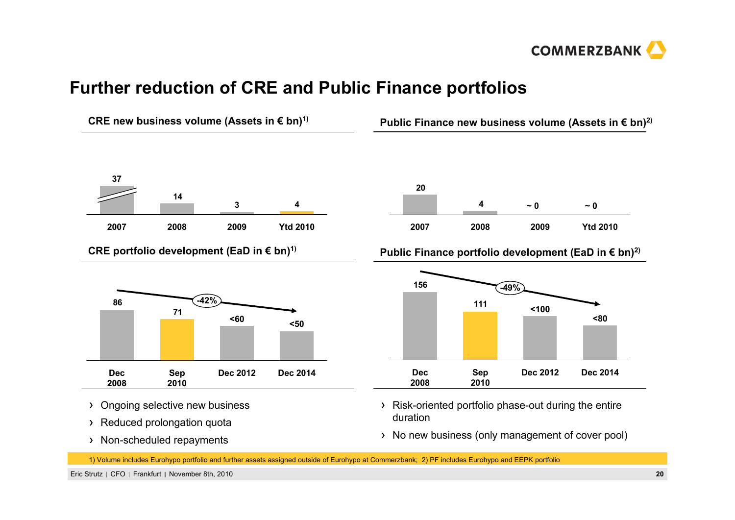# Further reduction of CRE and Public Finance portfolios

## CRE new business volume (Assets in € bn)[1]

| 2007 | 2008 | 2009 | Ytd 2010 |
|---|---|---|---|
| 37 | 14 | 3 | 4 |

## CRE portfolio development (EaD in € bn)[1]

| Dec 2008 | Sep 2010 | Dec 2012 | Dec 2014 |
|---|---|---|---|
| 86 | 71 | <60 | <50 |

-42%

- Ongoing selective new business
- Reduced prolongation quota
- Non-scheduled repayments

## Public Finance new business volume (Assets in € bn)[2]

| 2007 | 2008 | 2009 | Ytd 2010 |
|---|---|---|---|
| 20 | 4 | ~ 0 | ~ 0 |

## Public Finance portfolio development (EaD in € bn)[2]

| Dec 2008 | Sep 2010 | Dec 2012 | Dec 2014 |
|---|---|---|---|
| 156 | 111 | <100 | <80 |

-49%

- Risk-oriented portfolio phase-out during the entire duration
- No new business (only management of cover pool)

1) Volume includes Eurohypo portfolio and further assets assigned outside of Eurohypo at Commerzbank; 2) PF includes Eurohypo and EEPK portfolio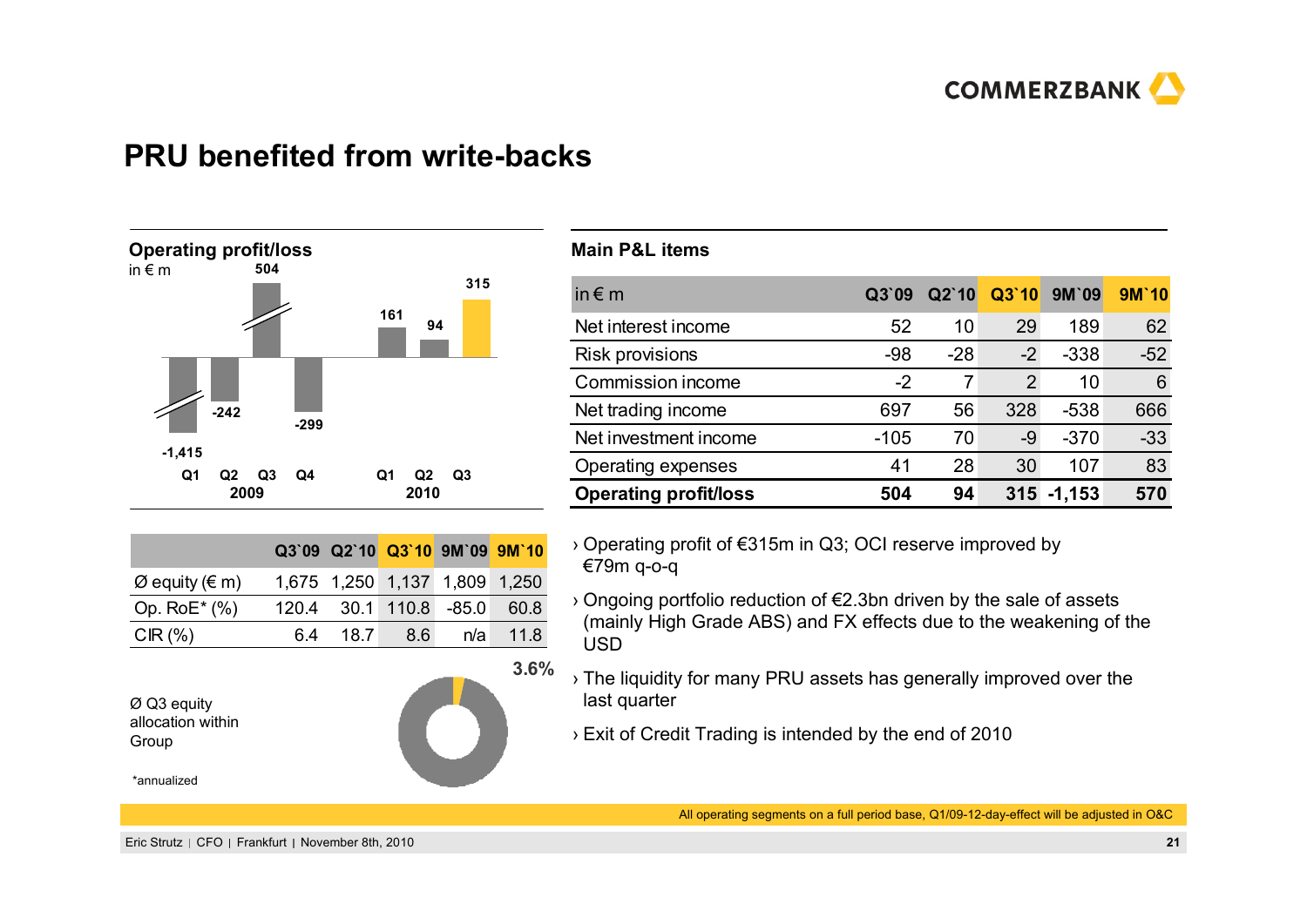# PRU benefited from write-backs

**Operating profit/loss**
in € m

| | Q1 2009 | Q2 2009 | Q3 2009 | Q4 2009 | Q1 2010 | Q2 2010 | Q3 2010 |
|---|---|---|---|---|---|---|---|
| Operating profit/loss | -1,415 | -242 | 504 | -299 | 161 | 94 | 315 |

| | Q3`09 | Q2`10 | Q3`10 | 9M`09 | 9M`10 |
|---|---|---|---|---|---|
| Ø equity (€ m) | 1,675 | 1,250 | 1,137 | 1,809 | 1,250 |
| Op. RoE* (%) | 120.4 | 30.1 | 110.8 | -85.0 | 60.8 |
| CIR (%) | 6.4 | 18.7 | 8.6 | n/a | 11.8 |

Ø Q3 equity allocation within Group: 3.6%

*annualized

**Main P&L items**

| in € m | Q3`09 | Q2`10 | Q3`10 | 9M`09 | 9M`10 |
|---|---|---|---|---|---|
| Net interest income | 52 | 10 | 29 | 189 | 62 |
| Risk provisions | -98 | -28 | -2 | -338 | -52 |
| Commission income | -2 | 7 | 2 | 10 | 6 |
| Net trading income | 697 | 56 | 328 | -538 | 666 |
| Net investment income | -105 | 70 | -9 | -370 | -33 |
| Operating expenses | 41 | 28 | 30 | 107 | 83 |
| **Operating profit/loss** | **504** | **94** | **315** | **-1,153** | **570** |

› Operating profit of €315m in Q3; OCI reserve improved by €79m q-o-q

› Ongoing portfolio reduction of €2.3bn driven by the sale of assets (mainly High Grade ABS) and FX effects due to the weakening of the USD

› The liquidity for many PRU assets has generally improved over the last quarter

› Exit of Credit Trading is intended by the end of 2010

All operating segments on a full period base, Q1/09-12-day-effect will be adjusted in O&C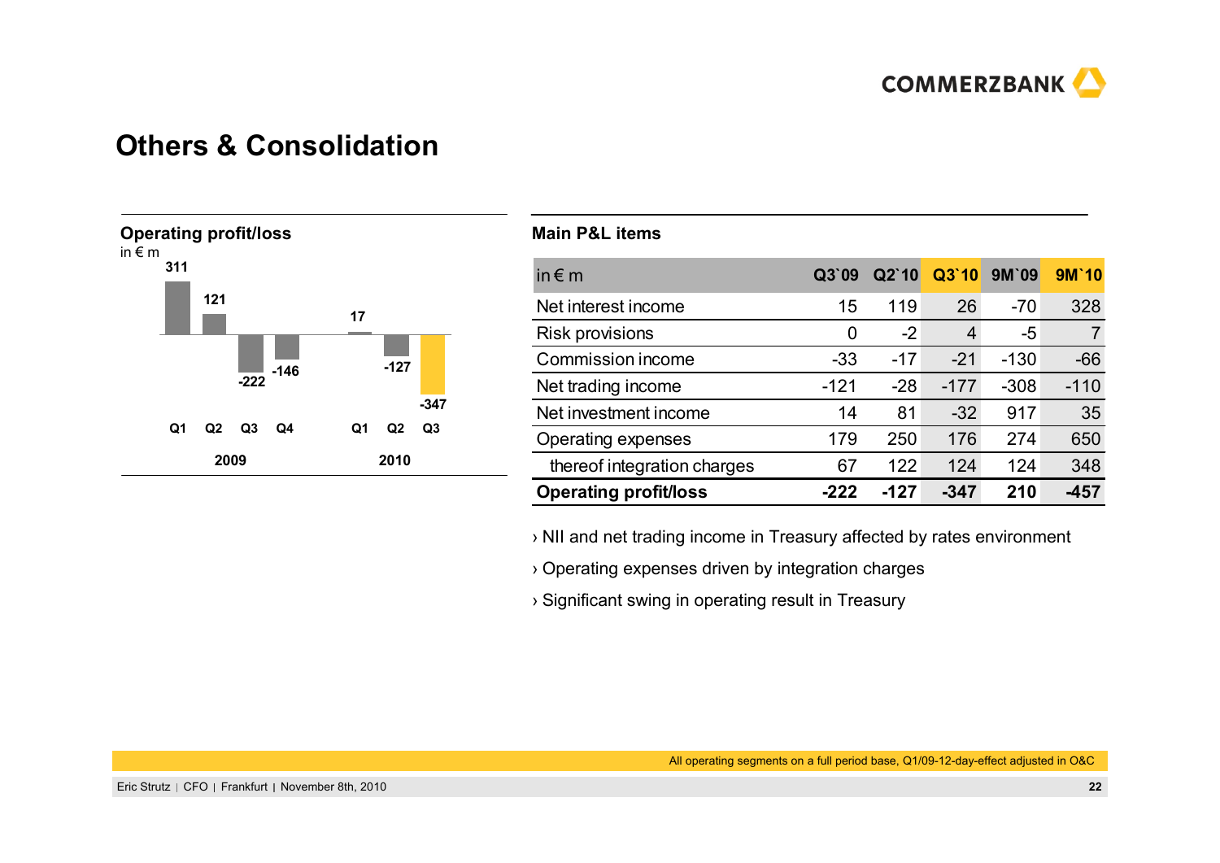# Others & Consolidation

**Operating profit/loss**
in € m

| | 2009 Q1 | 2009 Q2 | 2009 Q3 | 2009 Q4 | 2010 Q1 | 2010 Q2 | 2010 Q3 |
|---|---|---|---|---|---|---|---|
| Operating profit/loss | 311 | 121 | -222 | -146 | 17 | -127 | -347 |

**Main P&L items**

| in € m | Q3`09 | Q2`10 | Q3`10 | 9M`09 | 9M`10 |
|---|---|---|---|---|---|
| Net interest income | 15 | 119 | 26 | -70 | 328 |
| Risk provisions | 0 | -2 | 4 | -5 | 7 |
| Commission income | -33 | -17 | -21 | -130 | -66 |
| Net trading income | -121 | -28 | -177 | -308 | -110 |
| Net investment income | 14 | 81 | -32 | 917 | 35 |
| Operating expenses | 179 | 250 | 176 | 274 | 650 |
| thereof integration charges | 67 | 122 | 124 | 124 | 348 |
| **Operating profit/loss** | **-222** | **-127** | **-347** | **210** | **-457** |

› NII and net trading income in Treasury affected by rates environment

› Operating expenses driven by integration charges

› Significant swing in operating result in Treasury

All operating segments on a full period base, Q1/09-12-day-effect adjusted in O&C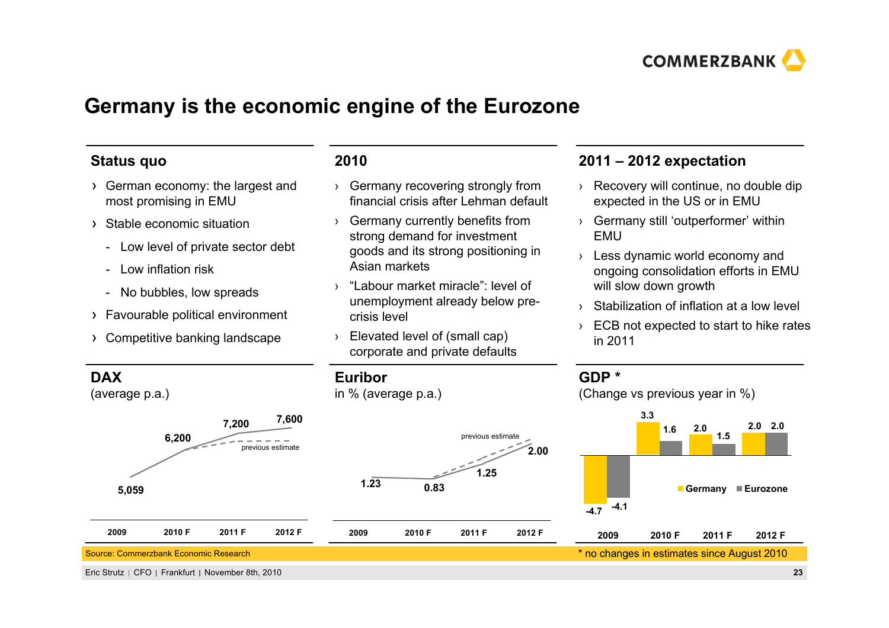# Germany is the economic engine of the Eurozone

## Status quo

- German economy: the largest and most promising in EMU
- Stable economic situation
  - Low level of private sector debt
  - Low inflation risk
  - No bubbles, low spreads
- Favourable political environment
- Competitive banking landscape

## 2010

- Germany recovering strongly from financial crisis after Lehman default
- Germany currently benefits from strong demand for investment goods and its strong positioning in Asian markets
- "Labour market miracle": level of unemployment already below pre-crisis level
- Elevated level of (small cap) corporate and private defaults

## 2011 – 2012 expectation

- Recovery will continue, no double dip expected in the US or in EMU
- Germany still 'outperformer' within EMU
- Less dynamic world economy and ongoing consolidation efforts in EMU will slow down growth
- Stabilization of inflation at a low level
- ECB not expected to start to hike rates in 2011

## DAX

(average p.a.)

| | 2009 | 2010 F | 2011 F | 2012 F |
|---|---|---|---|---|
| DAX | 5,059 | 6,200 | 7,200 | 7,600 |

(dashed line: previous estimate)

## Euribor

in % (average p.a.)

| | 2009 | 2010 F | 2011 F | 2012 F |
|---|---|---|---|---|
| Euribor | 1.23 | 0.83 | 1.25 | 2.00 |

(dashed line: previous estimate)

## GDP *

(Change vs previous year in %)

| | 2009 | 2010 F | 2011 F | 2012 F |
|---|---|---|---|---|
| Germany | -4.7 | 3.3 | 2.0 | 2.0 |
| Eurozone | -4.1 | 1.6 | 1.5 | 2.0 |

Source: Commerzbank Economic Research

* no changes in estimates since August 2010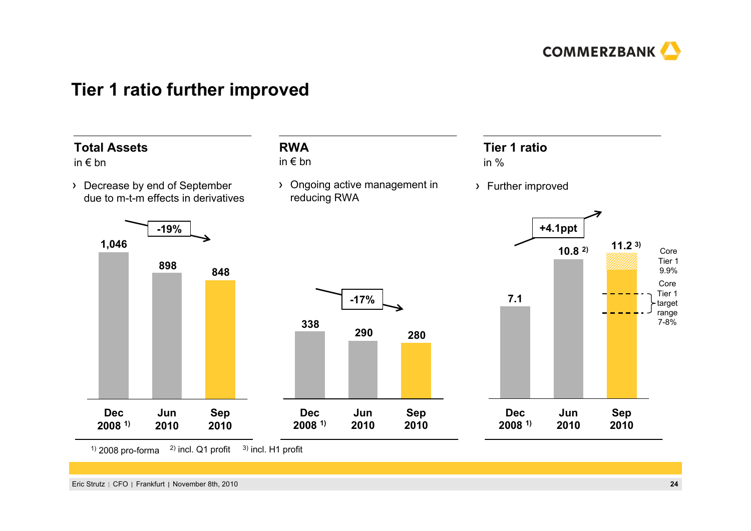# Tier 1 ratio further improved

## Total Assets

in € bn

- Decrease by end of September due to m-t-m effects in derivatives

| Dec 2008 [1] | Jun 2010 | Sep 2010 |
|---|---|---|
| 1,046 | 898 | 848 |

-19%

## RWA

in € bn

- Ongoing active management in reducing RWA

| Dec 2008 [1] | Jun 2010 | Sep 2010 |
|---|---|---|
| 338 | 290 | 280 |

-17%

## Tier 1 ratio

in %

- Further improved

| Dec 2008 [1] | Jun 2010 | Sep 2010 |
|---|---|---|
| 7.1 | 10.8 [2] | 11.2 [3] |

+4.1ppt

Core Tier 1 9.9%

Core Tier 1 target range 7-8%

[1] 2008 pro-forma [2] incl. Q1 profit [3] incl. H1 profit

Eric Strutz | CFO | Frankfurt | November 8th, 2010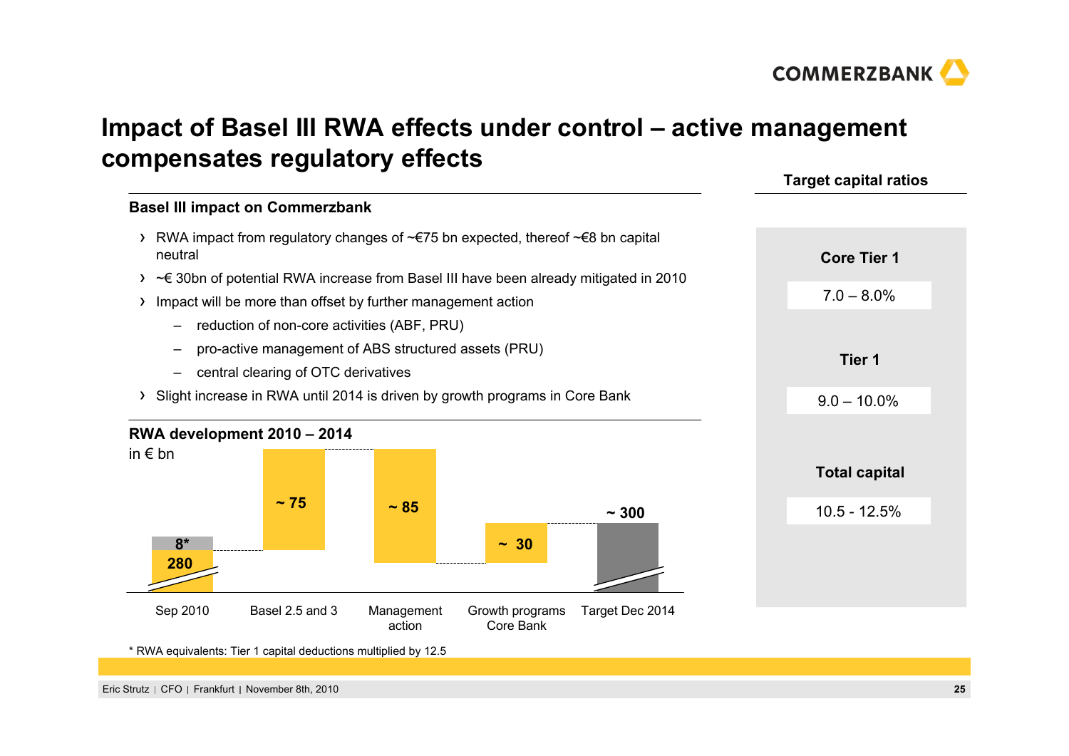# Impact of Basel III RWA effects under control – active management compensates regulatory effects

## Basel III impact on Commerzbank

- RWA impact from regulatory changes of ~€75 bn expected, thereof ~€8 bn capital neutral
- ~€ 30bn of potential RWA increase from Basel III have been already mitigated in 2010
- Impact will be more than offset by further management action
  - reduction of non-core activities (ABF, PRU)
  - pro-active management of ABS structured assets (PRU)
  - central clearing of OTC derivatives
- Slight increase in RWA until 2014 is driven by growth programs in Core Bank

## RWA development 2010 – 2014

in € bn

| Sep 2010 | Basel 2.5 and 3 | Management action | Growth programs Core Bank | Target Dec 2014 |
|---|---|---|---|---|
| 280 + 8* | ~ 75 | ~ 85 | ~ 30 | ~ 300 |

\* RWA equivalents: Tier 1 capital deductions multiplied by 12.5

## Target capital ratios

| | |
|---|---|
| Core Tier 1 | 7.0 – 8.0% |
| Tier 1 | 9.0 – 10.0% |
| Total capital | 10.5 - 12.5% |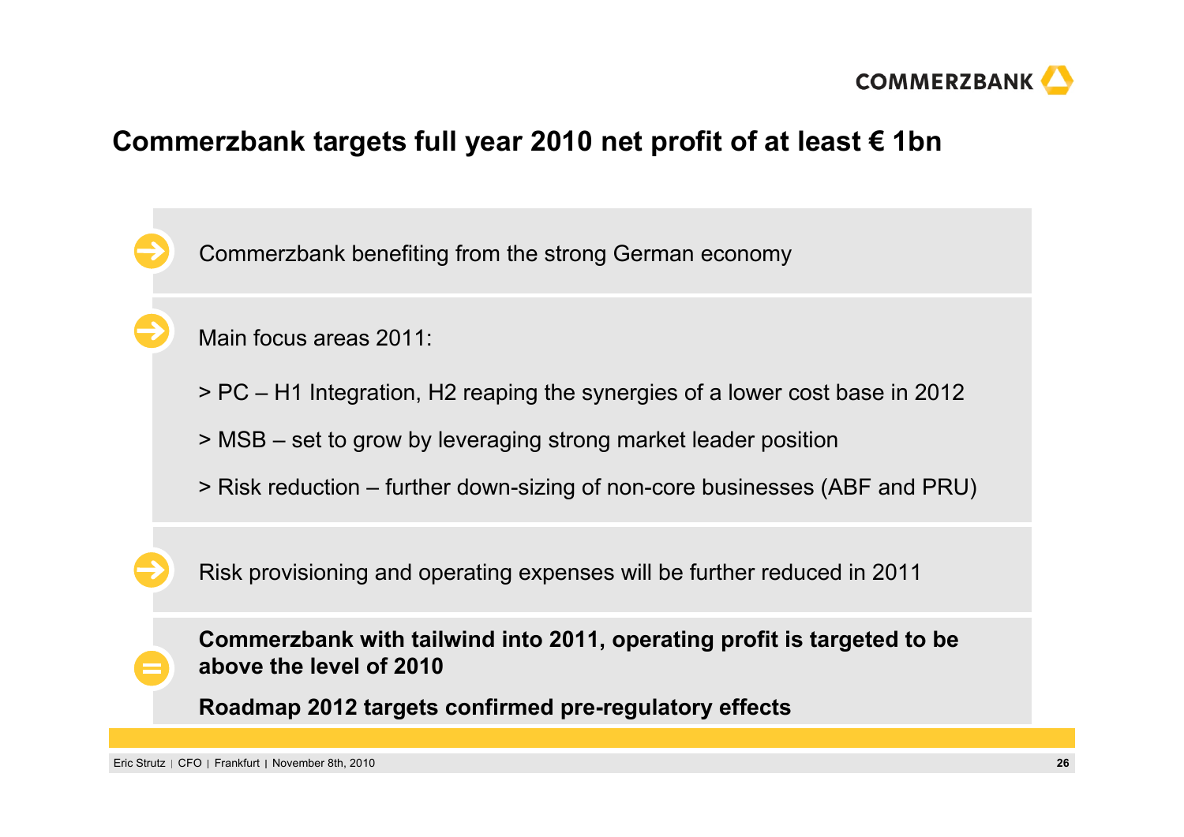# Commerzbank targets full year 2010 net profit of at least € 1bn

- Commerzbank benefiting from the strong German economy

- Main focus areas 2011:

  > PC – H1 Integration, H2 reaping the synergies of a lower cost base in 2012

  > MSB – set to grow by leveraging strong market leader position

  > Risk reduction – further down-sizing of non-core businesses (ABF and PRU)

- Risk provisioning and operating expenses will be further reduced in 2011

**Commerzbank with tailwind into 2011, operating profit is targeted to be above the level of 2010**

**Roadmap 2012 targets confirmed pre-regulatory effects**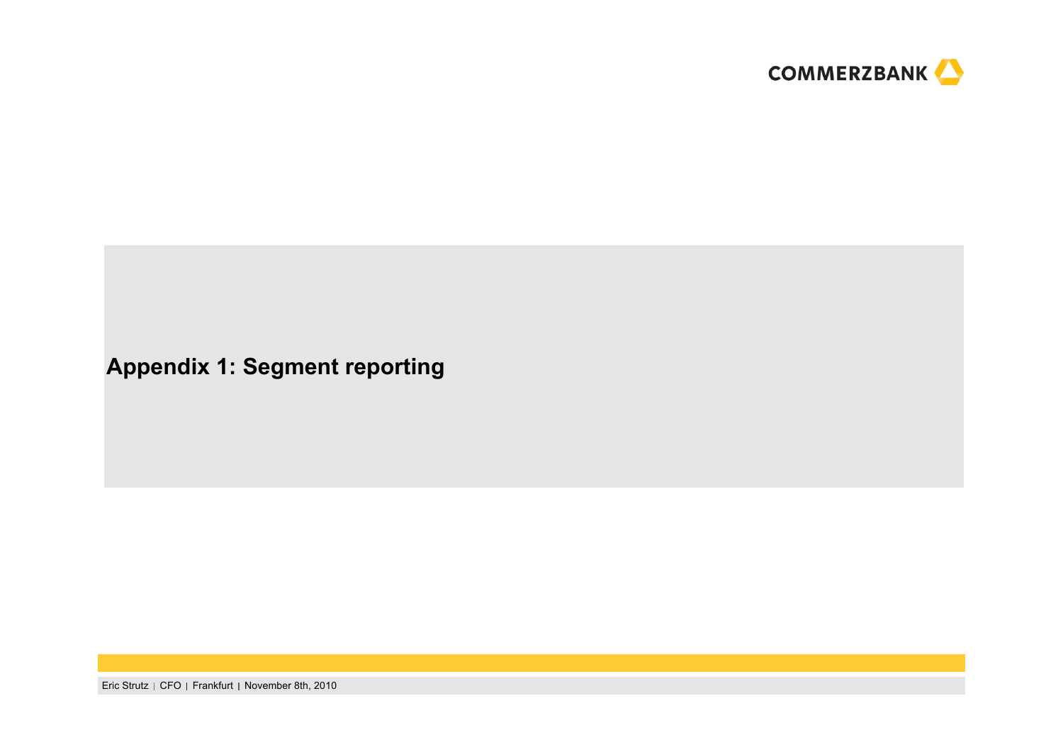# Appendix 1: Segment reporting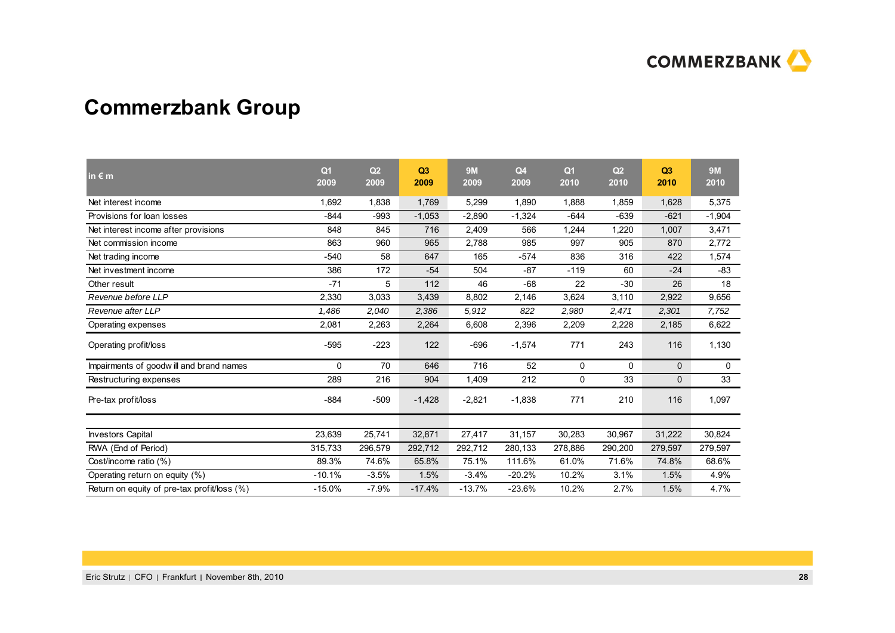# Commerzbank Group

| in € m | Q1 2009 | Q2 2009 | Q3 2009 | 9M 2009 | Q4 2009 | Q1 2010 | Q2 2010 | Q3 2010 | 9M 2010 |
|---|---|---|---|---|---|---|---|---|---|
| Net interest income | 1,692 | 1,838 | 1,769 | 5,299 | 1,890 | 1,888 | 1,859 | 1,628 | 5,375 |
| Provisions for loan losses | -844 | -993 | -1,053 | -2,890 | -1,324 | -644 | -639 | -621 | -1,904 |
| Net interest income after provisions | 848 | 845 | 716 | 2,409 | 566 | 1,244 | 1,220 | 1,007 | 3,471 |
| Net commission income | 863 | 960 | 965 | 2,788 | 985 | 997 | 905 | 870 | 2,772 |
| Net trading income | -540 | 58 | 647 | 165 | -574 | 836 | 316 | 422 | 1,574 |
| Net investment income | 386 | 172 | -54 | 504 | -87 | -119 | 60 | -24 | -83 |
| Other result | -71 | 5 | 112 | 46 | -68 | 22 | -30 | 26 | 18 |
| *Revenue before LLP* | 2,330 | 3,033 | 3,439 | 8,802 | 2,146 | 3,624 | 3,110 | 2,922 | 9,656 |
| *Revenue after LLP* | *1,486* | *2,040* | *2,386* | *5,912* | *822* | *2,980* | *2,471* | *2,301* | *7,752* |
| Operating expenses | 2,081 | 2,263 | 2,264 | 6,608 | 2,396 | 2,209 | 2,228 | 2,185 | 6,622 |
| Operating profit/loss | -595 | -223 | 122 | -696 | -1,574 | 771 | 243 | 116 | 1,130 |
| Impairments of goodwill and brand names | 0 | 70 | 646 | 716 | 52 | 0 | 0 | 0 | 0 |
| Restructuring expenses | 289 | 216 | 904 | 1,409 | 212 | 0 | 33 | 0 | 33 |
| Pre-tax profit/loss | -884 | -509 | -1,428 | -2,821 | -1,838 | 771 | 210 | 116 | 1,097 |
| | | | | | | | | | |
| Investors Capital | 23,639 | 25,741 | 32,871 | 27,417 | 31,157 | 30,283 | 30,967 | 31,222 | 30,824 |
| RWA (End of Period) | 315,733 | 296,579 | 292,712 | 292,712 | 280,133 | 278,886 | 290,200 | 279,597 | 279,597 |
| Cost/income ratio (%) | 89.3% | 74.6% | 65.8% | 75.1% | 111.6% | 61.0% | 71.6% | 74.8% | 68.6% |
| Operating return on equity (%) | -10.1% | -3.5% | 1.5% | -3.4% | -20.2% | 10.2% | 3.1% | 1.5% | 4.9% |
| Return on equity of pre-tax profit/loss (%) | -15.0% | -7.9% | -17.4% | -13.7% | -23.6% | 10.2% | 2.7% | 1.5% | 4.7% |

Eric Strutz | CFO | Frankfurt | November 8th, 2010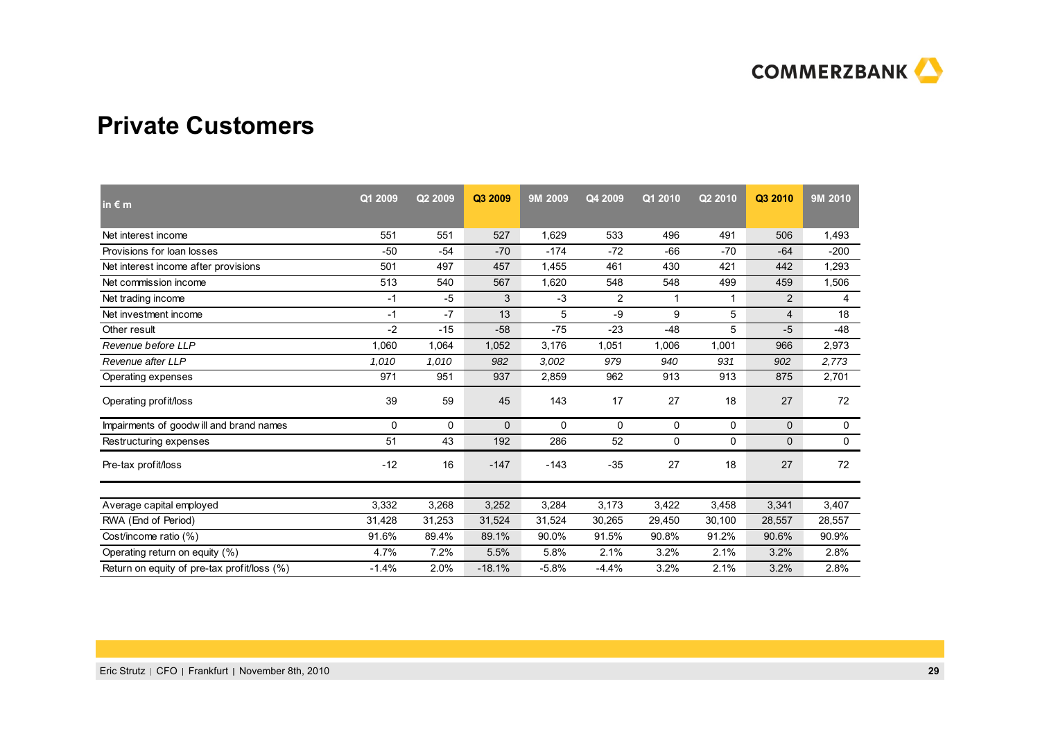## Private Customers

| in € m | Q1 2009 | Q2 2009 | Q3 2009 | 9M 2009 | Q4 2009 | Q1 2010 | Q2 2010 | Q3 2010 | 9M 2010 |
|---|---|---|---|---|---|---|---|---|---|
| Net interest income | 551 | 551 | 527 | 1,629 | 533 | 496 | 491 | 506 | 1,493 |
| Provisions for loan losses | -50 | -54 | -70 | -174 | -72 | -66 | -70 | -64 | -200 |
| Net interest income after provisions | 501 | 497 | 457 | 1,455 | 461 | 430 | 421 | 442 | 1,293 |
| Net commission income | 513 | 540 | 567 | 1,620 | 548 | 548 | 499 | 459 | 1,506 |
| Net trading income | -1 | -5 | 3 | -3 | 2 | 1 | 1 | 2 | 4 |
| Net investment income | -1 | -7 | 13 | 5 | -9 | 9 | 5 | 4 | 18 |
| Other result | -2 | -15 | -58 | -75 | -23 | -48 | 5 | -5 | -48 |
| *Revenue before LLP* | 1,060 | 1,064 | 1,052 | 3,176 | 1,051 | 1,006 | 1,001 | 966 | 2,973 |
| *Revenue after LLP* | *1,010* | *1,010* | *982* | *3,002* | *979* | *940* | *931* | *902* | *2,773* |
| Operating expenses | 971 | 951 | 937 | 2,859 | 962 | 913 | 913 | 875 | 2,701 |
| Operating profit/loss | 39 | 59 | 45 | 143 | 17 | 27 | 18 | 27 | 72 |
| Impairments of goodwill and brand names | 0 | 0 | 0 | 0 | 0 | 0 | 0 | 0 | 0 |
| Restructuring expenses | 51 | 43 | 192 | 286 | 52 | 0 | 0 | 0 | 0 |
| Pre-tax profit/loss | -12 | 16 | -147 | -143 | -35 | 27 | 18 | 27 | 72 |
| | | | | | | | | | |
| Average capital employed | 3,332 | 3,268 | 3,252 | 3,284 | 3,173 | 3,422 | 3,458 | 3,341 | 3,407 |
| RWA (End of Period) | 31,428 | 31,253 | 31,524 | 31,524 | 30,265 | 29,450 | 30,100 | 28,557 | 28,557 |
| Cost/income ratio (%) | 91.6% | 89.4% | 89.1% | 90.0% | 91.5% | 90.8% | 91.2% | 90.6% | 90.9% |
| Operating return on equity (%) | 4.7% | 7.2% | 5.5% | 5.8% | 2.1% | 3.2% | 2.1% | 3.2% | 2.8% |
| Return on equity of pre-tax profit/loss (%) | -1.4% | 2.0% | -18.1% | -5.8% | -4.4% | 3.2% | 2.1% | 3.2% | 2.8% |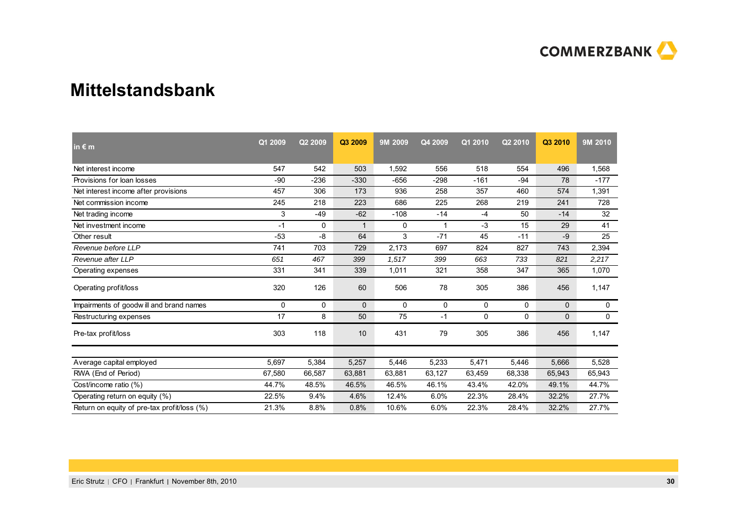# Mittelstandsbank

| in € m | Q1 2009 | Q2 2009 | Q3 2009 | 9M 2009 | Q4 2009 | Q1 2010 | Q2 2010 | Q3 2010 | 9M 2010 |
|---|---|---|---|---|---|---|---|---|---|
| Net interest income | 547 | 542 | 503 | 1,592 | 556 | 518 | 554 | 496 | 1,568 |
| Provisions for loan losses | -90 | -236 | -330 | -656 | -298 | -161 | -94 | 78 | -177 |
| Net interest income after provisions | 457 | 306 | 173 | 936 | 258 | 357 | 460 | 574 | 1,391 |
| Net commission income | 245 | 218 | 223 | 686 | 225 | 268 | 219 | 241 | 728 |
| Net trading income | 3 | -49 | -62 | -108 | -14 | -4 | 50 | -14 | 32 |
| Net investment income | -1 | 0 | 1 | 0 | 1 | -3 | 15 | 29 | 41 |
| Other result | -53 | -8 | 64 | 3 | -71 | 45 | -11 | -9 | 25 |
| *Revenue before LLP* | 741 | 703 | 729 | 2,173 | 697 | 824 | 827 | 743 | 2,394 |
| *Revenue after LLP* | *651* | *467* | *399* | *1,517* | *399* | *663* | *733* | *821* | *2,217* |
| Operating expenses | 331 | 341 | 339 | 1,011 | 321 | 358 | 347 | 365 | 1,070 |
| Operating profit/loss | 320 | 126 | 60 | 506 | 78 | 305 | 386 | 456 | 1,147 |
| Impairments of goodwill and brand names | 0 | 0 | 0 | 0 | 0 | 0 | 0 | 0 | 0 |
| Restructuring expenses | 17 | 8 | 50 | 75 | -1 | 0 | 0 | 0 | 0 |
| Pre-tax profit/loss | 303 | 118 | 10 | 431 | 79 | 305 | 386 | 456 | 1,147 |
| | | | | | | | | | |
| Average capital employed | 5,697 | 5,384 | 5,257 | 5,446 | 5,233 | 5,471 | 5,446 | 5,666 | 5,528 |
| RWA (End of Period) | 67,580 | 66,587 | 63,881 | 63,881 | 63,127 | 63,459 | 68,338 | 65,943 | 65,943 |
| Cost/income ratio (%) | 44.7% | 48.5% | 46.5% | 46.5% | 46.1% | 43.4% | 42.0% | 49.1% | 44.7% |
| Operating return on equity (%) | 22.5% | 9.4% | 4.6% | 12.4% | 6.0% | 22.3% | 28.4% | 32.2% | 27.7% |
| Return on equity of pre-tax profit/loss (%) | 21.3% | 8.8% | 0.8% | 10.6% | 6.0% | 22.3% | 28.4% | 32.2% | 27.7% |

Eric Strutz | CFO | Frankfurt | November 8th, 2010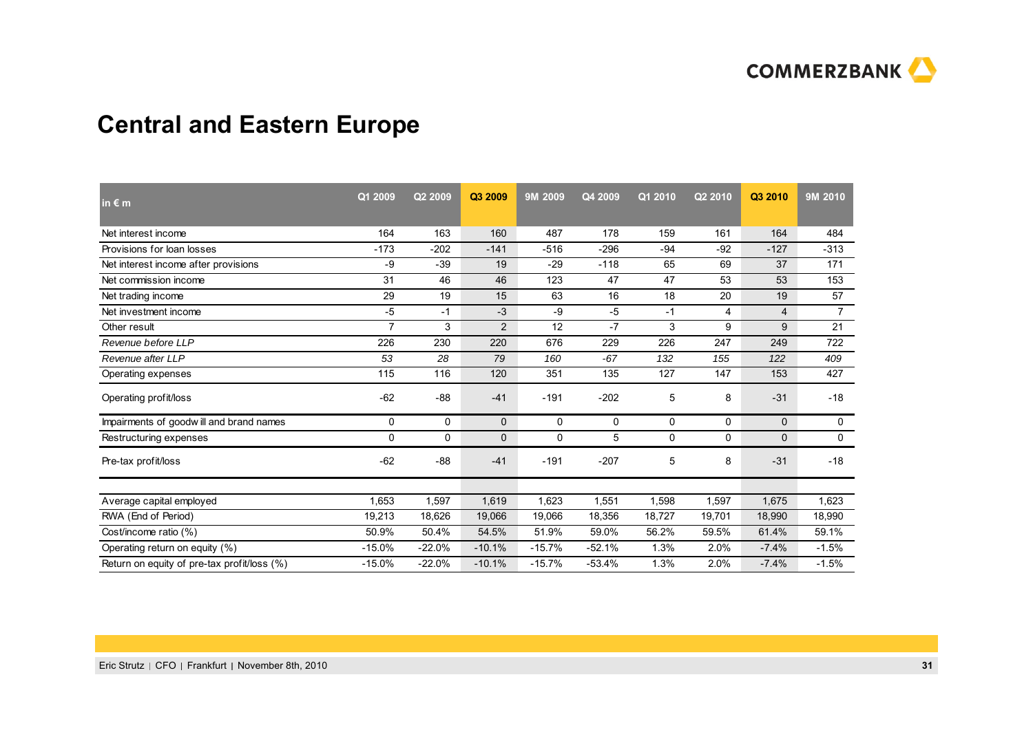# Central and Eastern Europe

| in € m | Q1 2009 | Q2 2009 | Q3 2009 | 9M 2009 | Q4 2009 | Q1 2010 | Q2 2010 | Q3 2010 | 9M 2010 |
|---|---|---|---|---|---|---|---|---|---|
| Net interest income | 164 | 163 | 160 | 487 | 178 | 159 | 161 | 164 | 484 |
| Provisions for loan losses | -173 | -202 | -141 | -516 | -296 | -94 | -92 | -127 | -313 |
| Net interest income after provisions | -9 | -39 | 19 | -29 | -118 | 65 | 69 | 37 | 171 |
| Net commission income | 31 | 46 | 46 | 123 | 47 | 47 | 53 | 53 | 153 |
| Net trading income | 29 | 19 | 15 | 63 | 16 | 18 | 20 | 19 | 57 |
| Net investment income | -5 | -1 | -3 | -9 | -5 | -1 | 4 | 4 | 7 |
| Other result | 7 | 3 | 2 | 12 | -7 | 3 | 9 | 9 | 21 |
| *Revenue before LLP* | 226 | 230 | 220 | 676 | 229 | 226 | 247 | 249 | 722 |
| *Revenue after LLP* | *53* | *28* | *79* | *160* | *-67* | *132* | *155* | *122* | *409* |
| Operating expenses | 115 | 116 | 120 | 351 | 135 | 127 | 147 | 153 | 427 |
| Operating profit/loss | -62 | -88 | -41 | -191 | -202 | 5 | 8 | -31 | -18 |
| Impairments of goodwill and brand names | 0 | 0 | 0 | 0 | 0 | 0 | 0 | 0 | 0 |
| Restructuring expenses | 0 | 0 | 0 | 0 | 5 | 0 | 0 | 0 | 0 |
| Pre-tax profit/loss | -62 | -88 | -41 | -191 | -207 | 5 | 8 | -31 | -18 |
| | | | | | | | | | |
| Average capital employed | 1,653 | 1,597 | 1,619 | 1,623 | 1,551 | 1,598 | 1,597 | 1,675 | 1,623 |
| RWA (End of Period) | 19,213 | 18,626 | 19,066 | 19,066 | 18,356 | 18,727 | 19,701 | 18,990 | 18,990 |
| Cost/income ratio (%) | 50.9% | 50.4% | 54.5% | 51.9% | 59.0% | 56.2% | 59.5% | 61.4% | 59.1% |
| Operating return on equity (%) | -15.0% | -22.0% | -10.1% | -15.7% | -52.1% | 1.3% | 2.0% | -7.4% | -1.5% |
| Return on equity of pre-tax profit/loss (%) | -15.0% | -22.0% | -10.1% | -15.7% | -53.4% | 1.3% | 2.0% | -7.4% | -1.5% |

Eric Strutz | CFO | Frankfurt | November 8th, 2010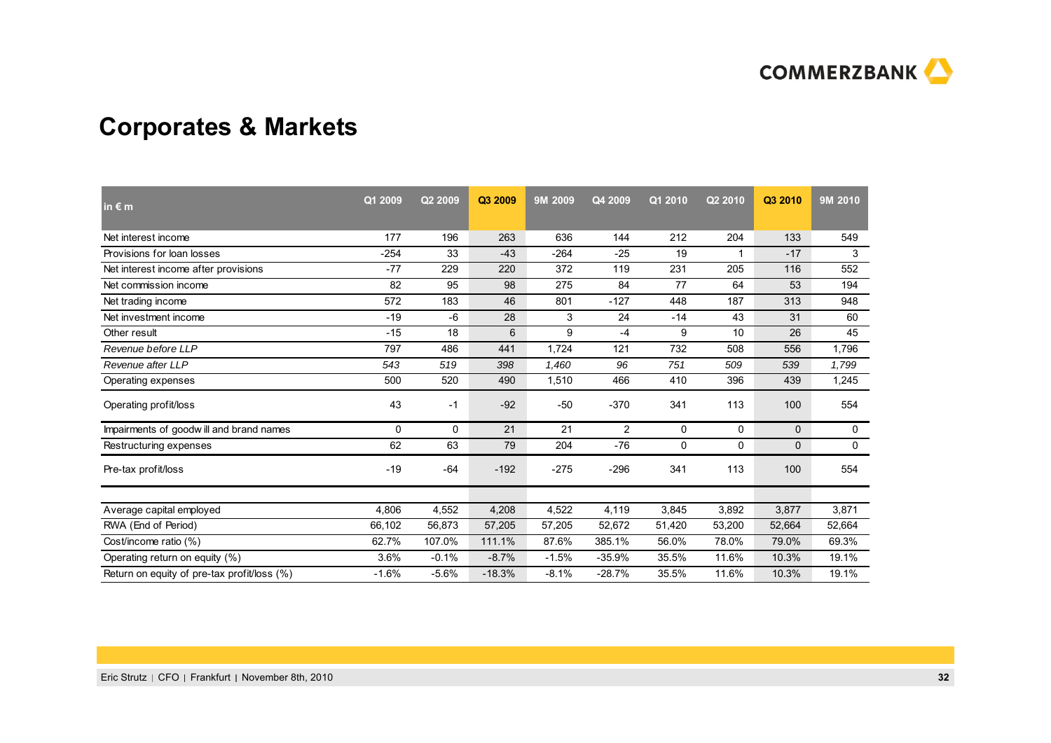## Corporates & Markets

| in € m | Q1 2009 | Q2 2009 | Q3 2009 | 9M 2009 | Q4 2009 | Q1 2010 | Q2 2010 | Q3 2010 | 9M 2010 |
|---|---|---|---|---|---|---|---|---|---|
| Net interest income | 177 | 196 | 263 | 636 | 144 | 212 | 204 | 133 | 549 |
| Provisions for loan losses | -254 | 33 | -43 | -264 | -25 | 19 | 1 | -17 | 3 |
| Net interest income after provisions | -77 | 229 | 220 | 372 | 119 | 231 | 205 | 116 | 552 |
| Net commission income | 82 | 95 | 98 | 275 | 84 | 77 | 64 | 53 | 194 |
| Net trading income | 572 | 183 | 46 | 801 | -127 | 448 | 187 | 313 | 948 |
| Net investment income | -19 | -6 | 28 | 3 | 24 | -14 | 43 | 31 | 60 |
| Other result | -15 | 18 | 6 | 9 | -4 | 9 | 10 | 26 | 45 |
| *Revenue before LLP* | 797 | 486 | 441 | 1,724 | 121 | 732 | 508 | 556 | 1,796 |
| *Revenue after LLP* | *543* | *519* | *398* | *1,460* | *96* | *751* | *509* | *539* | *1,799* |
| Operating expenses | 500 | 520 | 490 | 1,510 | 466 | 410 | 396 | 439 | 1,245 |
| Operating profit/loss | 43 | -1 | -92 | -50 | -370 | 341 | 113 | 100 | 554 |
| Impairments of goodwill and brand names | 0 | 0 | 21 | 21 | 2 | 0 | 0 | 0 | 0 |
| Restructuring expenses | 62 | 63 | 79 | 204 | -76 | 0 | 0 | 0 | 0 |
| Pre-tax profit/loss | -19 | -64 | -192 | -275 | -296 | 341 | 113 | 100 | 554 |
| | | | | | | | | | |
| Average capital employed | 4,806 | 4,552 | 4,208 | 4,522 | 4,119 | 3,845 | 3,892 | 3,877 | 3,871 |
| RWA (End of Period) | 66,102 | 56,873 | 57,205 | 57,205 | 52,672 | 51,420 | 53,200 | 52,664 | 52,664 |
| Cost/income ratio (%) | 62.7% | 107.0% | 111.1% | 87.6% | 385.1% | 56.0% | 78.0% | 79.0% | 69.3% |
| Operating return on equity (%) | 3.6% | -0.1% | -8.7% | -1.5% | -35.9% | 35.5% | 11.6% | 10.3% | 19.1% |
| Return on equity of pre-tax profit/loss (%) | -1.6% | -5.6% | -18.3% | -8.1% | -28.7% | 35.5% | 11.6% | 10.3% | 19.1% |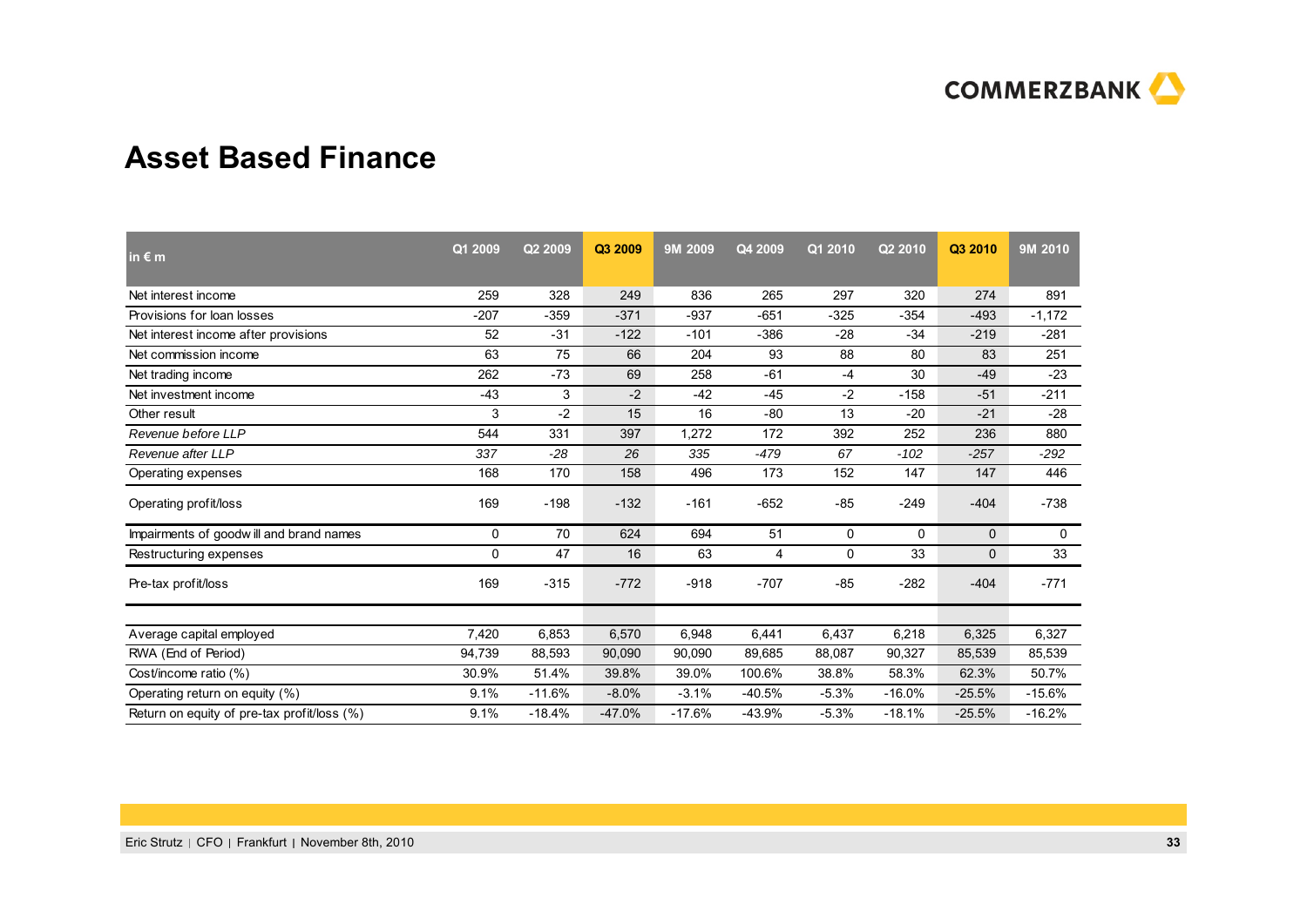# Asset Based Finance

| in € m | Q1 2009 | Q2 2009 | Q3 2009 | 9M 2009 | Q4 2009 | Q1 2010 | Q2 2010 | Q3 2010 | 9M 2010 |
|---|---|---|---|---|---|---|---|---|---|
| Net interest income | 259 | 328 | 249 | 836 | 265 | 297 | 320 | 274 | 891 |
| Provisions for loan losses | -207 | -359 | -371 | -937 | -651 | -325 | -354 | -493 | -1,172 |
| Net interest income after provisions | 52 | -31 | -122 | -101 | -386 | -28 | -34 | -219 | -281 |
| Net commission income | 63 | 75 | 66 | 204 | 93 | 88 | 80 | 83 | 251 |
| Net trading income | 262 | -73 | 69 | 258 | -61 | -4 | 30 | -49 | -23 |
| Net investment income | -43 | 3 | -2 | -42 | -45 | -2 | -158 | -51 | -211 |
| Other result | 3 | -2 | 15 | 16 | -80 | 13 | -20 | -21 | -28 |
| *Revenue before LLP* | 544 | 331 | 397 | 1,272 | 172 | 392 | 252 | 236 | 880 |
| *Revenue after LLP* | *337* | *-28* | *26* | *335* | *-479* | *67* | *-102* | *-257* | *-292* |
| Operating expenses | 168 | 170 | 158 | 496 | 173 | 152 | 147 | 147 | 446 |
| Operating profit/loss | 169 | -198 | -132 | -161 | -652 | -85 | -249 | -404 | -738 |
| Impairments of goodwill and brand names | 0 | 70 | 624 | 694 | 51 | 0 | 0 | 0 | 0 |
| Restructuring expenses | 0 | 47 | 16 | 63 | 4 | 0 | 33 | 0 | 33 |
| Pre-tax profit/loss | 169 | -315 | -772 | -918 | -707 | -85 | -282 | -404 | -771 |
| | | | | | | | | | |
| Average capital employed | 7,420 | 6,853 | 6,570 | 6,948 | 6,441 | 6,437 | 6,218 | 6,325 | 6,327 |
| RWA (End of Period) | 94,739 | 88,593 | 90,090 | 90,090 | 89,685 | 88,087 | 90,327 | 85,539 | 85,539 |
| Cost/income ratio (%) | 30.9% | 51.4% | 39.8% | 39.0% | 100.6% | 38.8% | 58.3% | 62.3% | 50.7% |
| Operating return on equity (%) | 9.1% | -11.6% | -8.0% | -3.1% | -40.5% | -5.3% | -16.0% | -25.5% | -15.6% |
| Return on equity of pre-tax profit/loss (%) | 9.1% | -18.4% | -47.0% | -17.6% | -43.9% | -5.3% | -18.1% | -25.5% | -16.2% |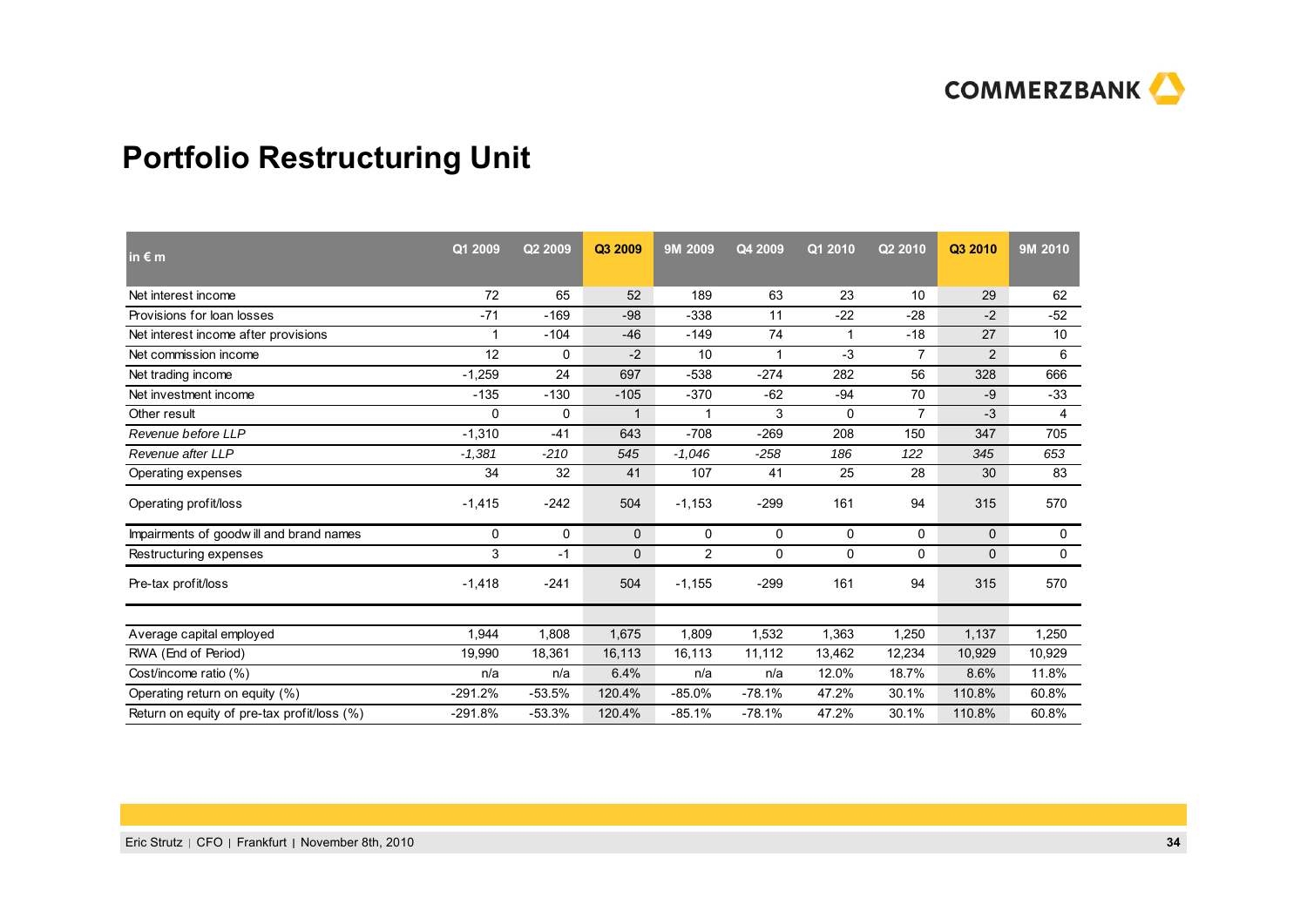# Portfolio Restructuring Unit

| in € m | Q1 2009 | Q2 2009 | Q3 2009 | 9M 2009 | Q4 2009 | Q1 2010 | Q2 2010 | Q3 2010 | 9M 2010 |
|---|---|---|---|---|---|---|---|---|---|
| Net interest income | 72 | 65 | 52 | 189 | 63 | 23 | 10 | 29 | 62 |
| Provisions for loan losses | -71 | -169 | -98 | -338 | 11 | -22 | -28 | -2 | -52 |
| Net interest income after provisions | 1 | -104 | -46 | -149 | 74 | 1 | -18 | 27 | 10 |
| Net commission income | 12 | 0 | -2 | 10 | 1 | -3 | 7 | 2 | 6 |
| Net trading income | -1,259 | 24 | 697 | -538 | -274 | 282 | 56 | 328 | 666 |
| Net investment income | -135 | -130 | -105 | -370 | -62 | -94 | 70 | -9 | -33 |
| Other result | 0 | 0 | 1 | 1 | 3 | 0 | 7 | -3 | 4 |
| *Revenue before LLP* | -1,310 | -41 | 643 | -708 | -269 | 208 | 150 | 347 | 705 |
| *Revenue after LLP* | *-1,381* | *-210* | *545* | *-1,046* | *-258* | *186* | *122* | *345* | *653* |
| Operating expenses | 34 | 32 | 41 | 107 | 41 | 25 | 28 | 30 | 83 |
| Operating profit/loss | -1,415 | -242 | 504 | -1,153 | -299 | 161 | 94 | 315 | 570 |
| Impairments of goodwill and brand names | 0 | 0 | 0 | 0 | 0 | 0 | 0 | 0 | 0 |
| Restructuring expenses | 3 | -1 | 0 | 2 | 0 | 0 | 0 | 0 | 0 |
| Pre-tax profit/loss | -1,418 | -241 | 504 | -1,155 | -299 | 161 | 94 | 315 | 570 |
| | | | | | | | | | |
| Average capital employed | 1,944 | 1,808 | 1,675 | 1,809 | 1,532 | 1,363 | 1,250 | 1,137 | 1,250 |
| RWA (End of Period) | 19,990 | 18,361 | 16,113 | 16,113 | 11,112 | 13,462 | 12,234 | 10,929 | 10,929 |
| Cost/income ratio (%) | n/a | n/a | 6.4% | n/a | n/a | 12.0% | 18.7% | 8.6% | 11.8% |
| Operating return on equity (%) | -291.2% | -53.5% | 120.4% | -85.0% | -78.1% | 47.2% | 30.1% | 110.8% | 60.8% |
| Return on equity of pre-tax profit/loss (%) | -291.8% | -53.3% | 120.4% | -85.1% | -78.1% | 47.2% | 30.1% | 110.8% | 60.8% |

Eric Strutz | CFO | Frankfurt | November 8th, 2010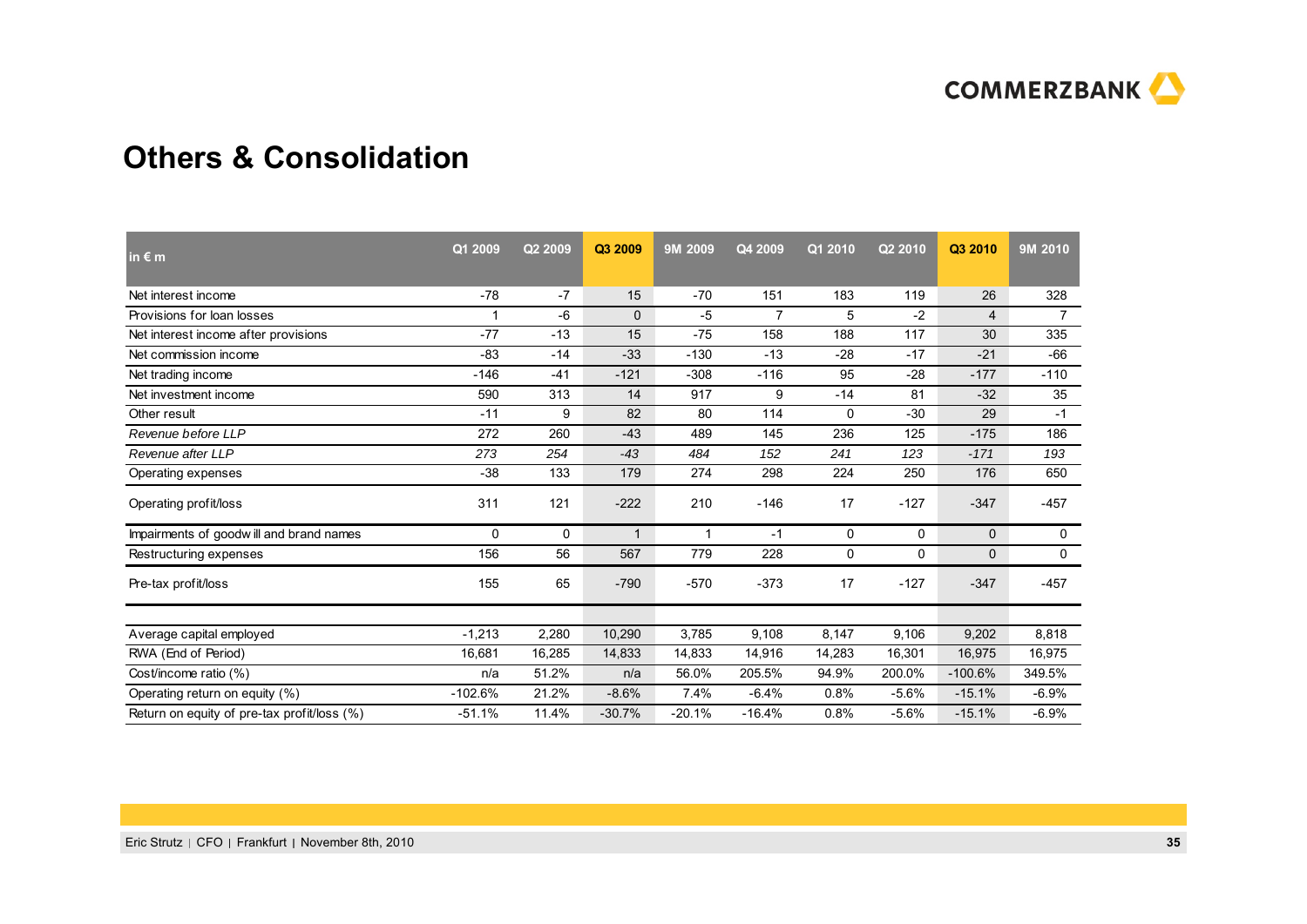## Others & Consolidation

| in € m | Q1 2009 | Q2 2009 | Q3 2009 | 9M 2009 | Q4 2009 | Q1 2010 | Q2 2010 | Q3 2010 | 9M 2010 |
|---|---|---|---|---|---|---|---|---|---|
| Net interest income | -78 | -7 | 15 | -70 | 151 | 183 | 119 | 26 | 328 |
| Provisions for loan losses | 1 | -6 | 0 | -5 | 7 | 5 | -2 | 4 | 7 |
| Net interest income after provisions | -77 | -13 | 15 | -75 | 158 | 188 | 117 | 30 | 335 |
| Net commission income | -83 | -14 | -33 | -130 | -13 | -28 | -17 | -21 | -66 |
| Net trading income | -146 | -41 | -121 | -308 | -116 | 95 | -28 | -177 | -110 |
| Net investment income | 590 | 313 | 14 | 917 | 9 | -14 | 81 | -32 | 35 |
| Other result | -11 | 9 | 82 | 80 | 114 | 0 | -30 | 29 | -1 |
| *Revenue before LLP* | 272 | 260 | -43 | 489 | 145 | 236 | 125 | -175 | 186 |
| *Revenue after LLP* | *273* | *254* | *-43* | *484* | *152* | *241* | *123* | *-171* | *193* |
| Operating expenses | -38 | 133 | 179 | 274 | 298 | 224 | 250 | 176 | 650 |
| Operating profit/loss | 311 | 121 | -222 | 210 | -146 | 17 | -127 | -347 | -457 |
| Impairments of goodwill and brand names | 0 | 0 | 1 | 1 | -1 | 0 | 0 | 0 | 0 |
| Restructuring expenses | 156 | 56 | 567 | 779 | 228 | 0 | 0 | 0 | 0 |
| Pre-tax profit/loss | 155 | 65 | -790 | -570 | -373 | 17 | -127 | -347 | -457 |
| | | | | | | | | | |
| Average capital employed | -1,213 | 2,280 | 10,290 | 3,785 | 9,108 | 8,147 | 9,106 | 9,202 | 8,818 |
| RWA (End of Period) | 16,681 | 16,285 | 14,833 | 14,833 | 14,916 | 14,283 | 16,301 | 16,975 | 16,975 |
| Cost/income ratio (%) | n/a | 51.2% | n/a | 56.0% | 205.5% | 94.9% | 200.0% | -100.6% | 349.5% |
| Operating return on equity (%) | -102.6% | 21.2% | -8.6% | 7.4% | -6.4% | 0.8% | -5.6% | -15.1% | -6.9% |
| Return on equity of pre-tax profit/loss (%) | -51.1% | 11.4% | -30.7% | -20.1% | -16.4% | 0.8% | -5.6% | -15.1% | -6.9% |

Eric Strutz | CFO | Frankfurt | November 8th, 2010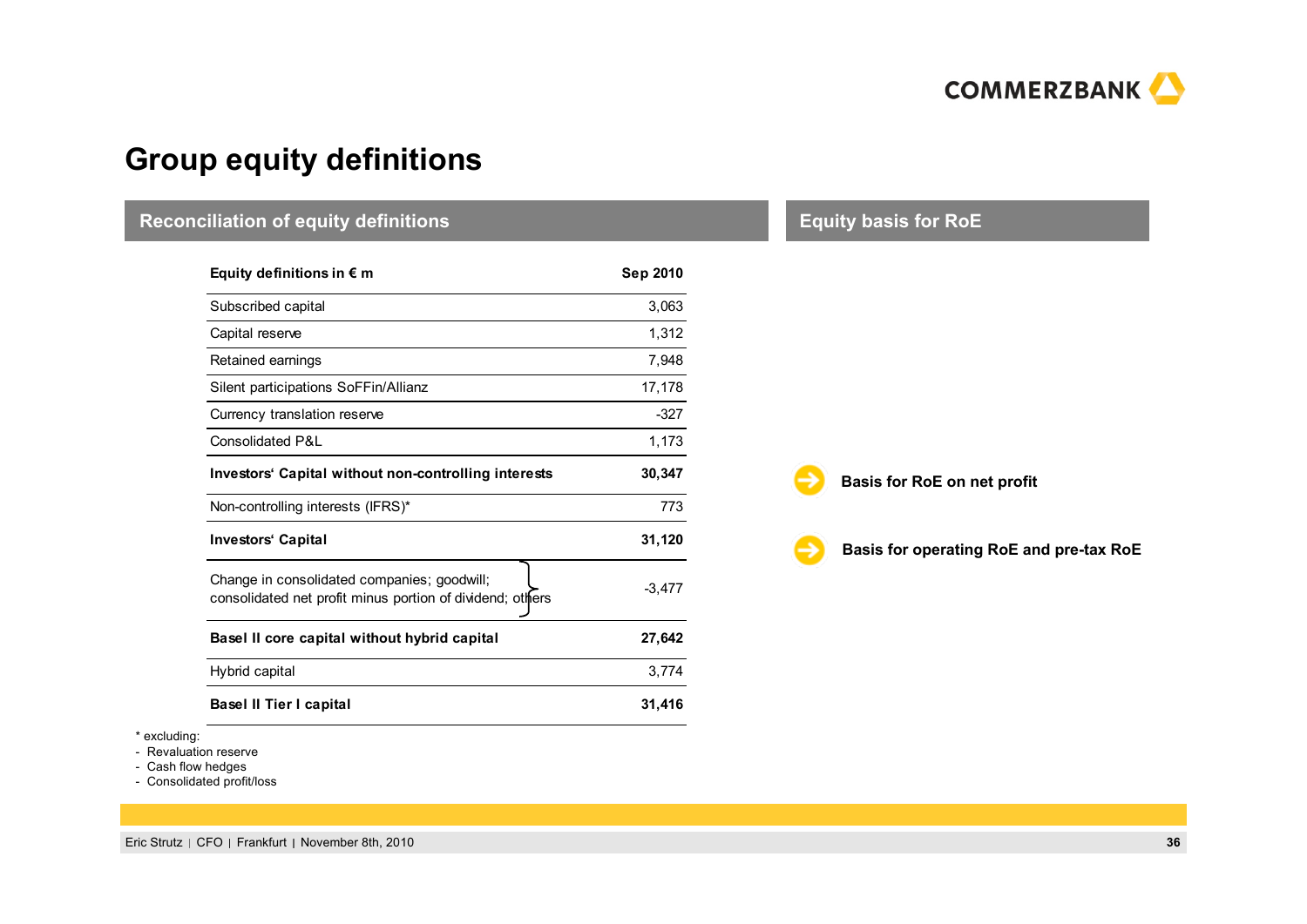# Group equity definitions

## Reconciliation of equity definitions

| Equity definitions in € m | Sep 2010 |
|---|---|
| Subscribed capital | 3,063 |
| Capital reserve | 1,312 |
| Retained earnings | 7,948 |
| Silent participations SoFFin/Allianz | 17,178 |
| Currency translation reserve | -327 |
| Consolidated P&L | 1,173 |
| **Investors' Capital without non-controlling interests** | **30,347** |
| Non-controlling interests (IFRS)* | 773 |
| **Investors' Capital** | **31,120** |
| Change in consolidated companies; goodwill; consolidated net profit minus portion of dividend; others | -3,477 |
| **Basel II core capital without hybrid capital** | **27,642** |
| Hybrid capital | 3,774 |
| **Basel II Tier I capital** | **31,416** |

\* excluding:
- Revaluation reserve
- Cash flow hedges
- Consolidated profit/loss

## Equity basis for RoE

- **Basis for RoE on net profit**
- **Basis for operating RoE and pre-tax RoE**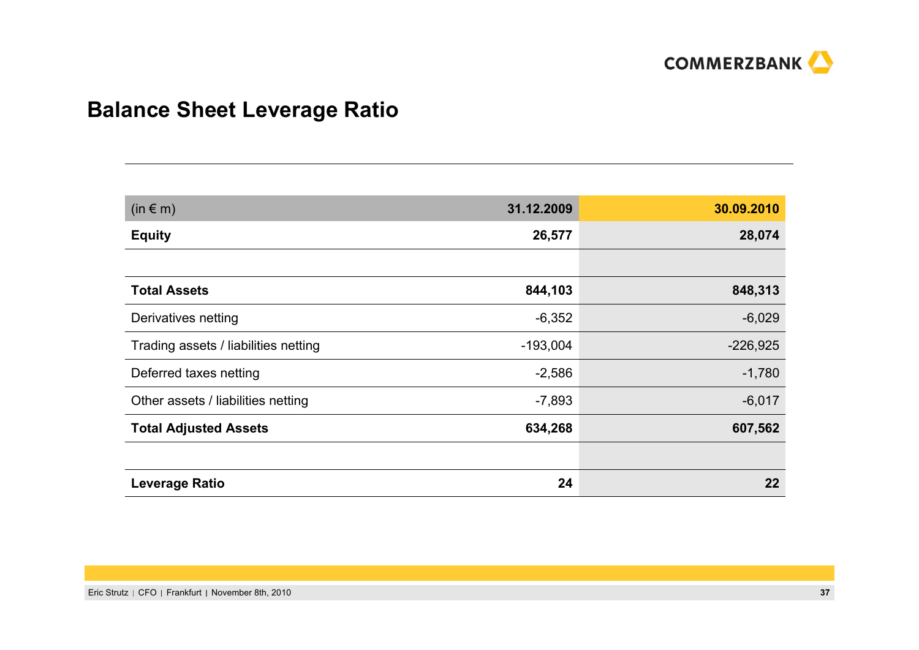# Balance Sheet Leverage Ratio

| (in € m) | 31.12.2009 | 30.09.2010 |
|---|---|---|
| **Equity** | **26,577** | **28,074** |
| | | |
| **Total Assets** | **844,103** | **848,313** |
| Derivatives netting | -6,352 | -6,029 |
| Trading assets / liabilities netting | -193,004 | -226,925 |
| Deferred taxes netting | -2,586 | -1,780 |
| Other assets / liabilities netting | -7,893 | -6,017 |
| **Total Adjusted Assets** | **634,268** | **607,562** |
| | | |
| **Leverage Ratio** | **24** | **22** |

Eric Strutz | CFO | Frankfurt | November 8th, 2010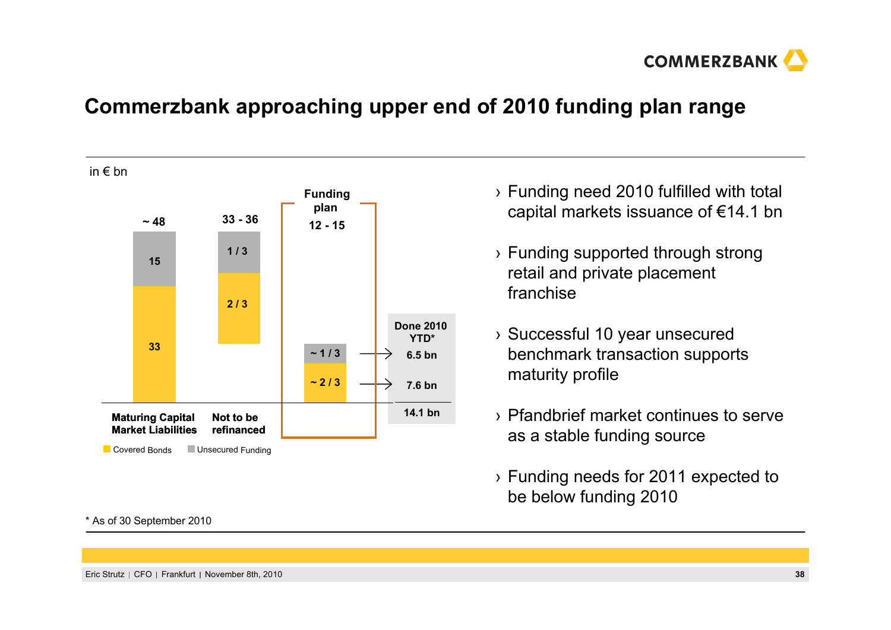# Commerzbank approaching upper end of 2010 funding plan range

in € bn

| | Maturing Capital Market Liabilities | Not to be refinanced | Funding plan | Done 2010 YTD* |
|---|---|---|---|---|
| Total | ~ 48 | 33 - 36 | 12 - 15 | 14.1 bn |
| Unsecured Funding | 15 | 1 / 3 | ~ 1 / 3 | 6.5 bn |
| Covered Bonds | 33 | 2 / 3 | ~ 2 / 3 | 7.6 bn |

- Funding need 2010 fulfilled with total capital markets issuance of €14.1 bn
- Funding supported through strong retail and private placement franchise
- Successful 10 year unsecured benchmark transaction supports maturity profile
- Pfandbrief market continues to serve as a stable funding source
- Funding needs for 2011 expected to be below funding 2010

\* As of 30 September 2010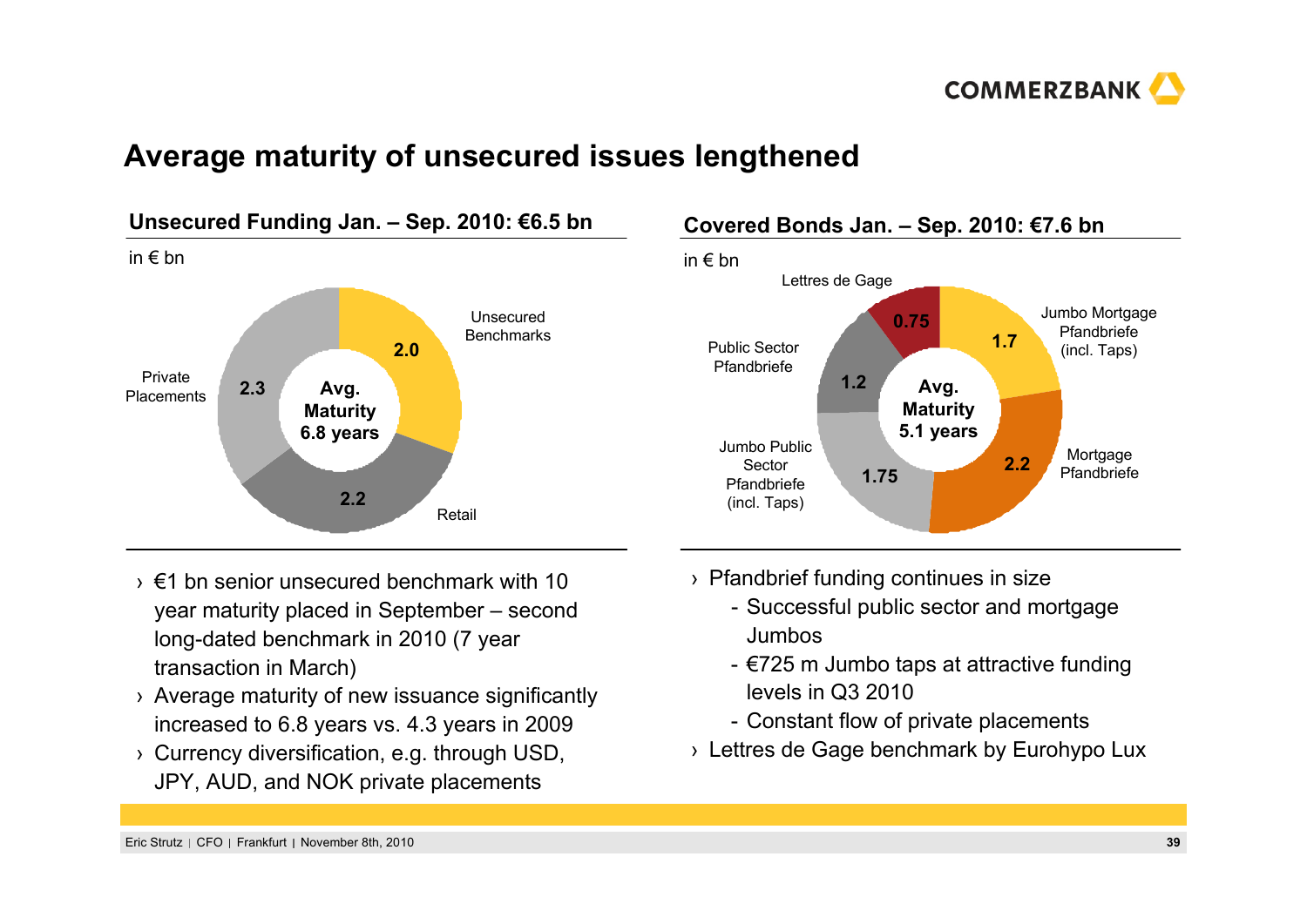# Average maturity of unsecured issues lengthened

## Unsecured Funding Jan. – Sep. 2010: €6.5 bn

in € bn

| Segment | Value |
|---|---|
| Unsecured Benchmarks | 2.0 |
| Retail | 2.2 |
| Private Placements | 2.3 |

Avg. Maturity 6.8 years

- €1 bn senior unsecured benchmark with 10 year maturity placed in September – second long-dated benchmark in 2010 (7 year transaction in March)
- Average maturity of new issuance significantly increased to 6.8 years vs. 4.3 years in 2009
- Currency diversification, e.g. through USD, JPY, AUD, and NOK private placements

## Covered Bonds Jan. – Sep. 2010: €7.6 bn

in € bn

| Segment | Value |
|---|---|
| Jumbo Mortgage Pfandbriefe (incl. Taps) | 1.7 |
| Mortgage Pfandbriefe | 2.2 |
| Jumbo Public Sector Pfandbriefe (incl. Taps) | 1.75 |
| Public Sector Pfandbriefe | 1.2 |
| Lettres de Gage | 0.75 |

Avg. Maturity 5.1 years

- Pfandbrief funding continues in size
  - Successful public sector and mortgage Jumbos
  - €725 m Jumbo taps at attractive funding levels in Q3 2010
  - Constant flow of private placements
- Lettres de Gage benchmark by Eurohypo Lux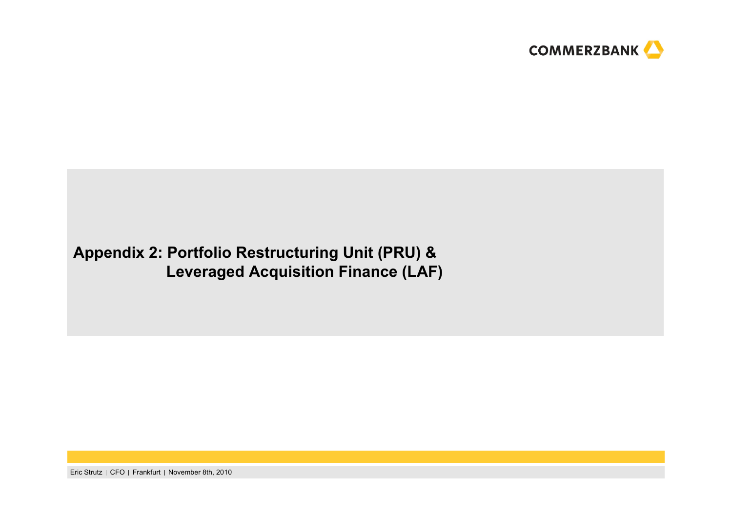# Appendix 2: Portfolio Restructuring Unit (PRU) & Leveraged Acquisition Finance (LAF)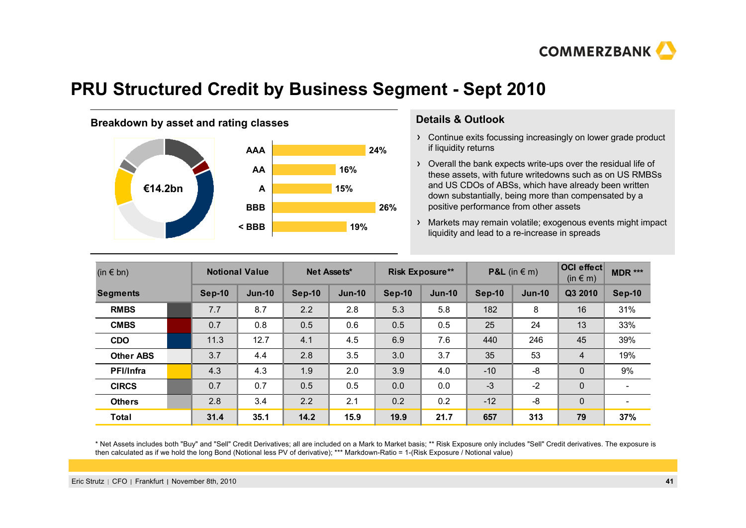# PRU Structured Credit by Business Segment - Sept 2010

## Breakdown by asset and rating classes

€14.2bn

| Rating | Share |
|---|---|
| AAA | 24% |
| AA | 16% |
| A | 15% |
| BBB | 26% |
| < BBB | 19% |

## Details & Outlook

- Continue exits focussing increasingly on lower grade product if liquidity returns
- Overall the bank expects write-ups over the residual life of these assets, with future writedowns such as on US RMBSs and US CDOs of ABSs, which have already been written down substantially, being more than compensated by a positive performance from other assets
- Markets may remain volatile; exogenous events might impact liquidity and lead to a re-increase in spreads

| (in € bn) | Notional Value | | Net Assets* | | Risk Exposure** | | P&L (in € m) | | OCI effect (in € m) | MDR *** |
|---|---|---|---|---|---|---|---|---|---|---|
| **Segments** | **Sep-10** | **Jun-10** | **Sep-10** | **Jun-10** | **Sep-10** | **Jun-10** | **Sep-10** | **Jun-10** | **Q3 2010** | **Sep-10** |
| **RMBS** | 7.7 | 8.7 | 2.2 | 2.8 | 5.3 | 5.8 | 182 | 8 | 16 | 31% |
| **CMBS** | 0.7 | 0.8 | 0.5 | 0.6 | 0.5 | 0.5 | 25 | 24 | 13 | 33% |
| **CDO** | 11.3 | 12.7 | 4.1 | 4.5 | 6.9 | 7.6 | 440 | 246 | 45 | 39% |
| **Other ABS** | 3.7 | 4.4 | 2.8 | 3.5 | 3.0 | 3.7 | 35 | 53 | 4 | 19% |
| **PFI/Infra** | 4.3 | 4.3 | 1.9 | 2.0 | 3.9 | 4.0 | -10 | -8 | 0 | 9% |
| **CIRCS** | 0.7 | 0.7 | 0.5 | 0.5 | 0.0 | 0.0 | -3 | -2 | 0 | - |
| **Others** | 2.8 | 3.4 | 2.2 | 2.1 | 0.2 | 0.2 | -12 | -8 | 0 | - |
| **Total** | **31.4** | **35.1** | **14.2** | **15.9** | **19.9** | **21.7** | **657** | **313** | **79** | **37%** |

\* Net Assets includes both "Buy" and "Sell" Credit Derivatives; all are included on a Mark to Market basis; ** Risk Exposure only includes "Sell" Credit derivatives. The exposure is then calculated as if we hold the long Bond (Notional less PV of derivative); *** Markdown-Ratio = 1-(Risk Exposure / Notional value)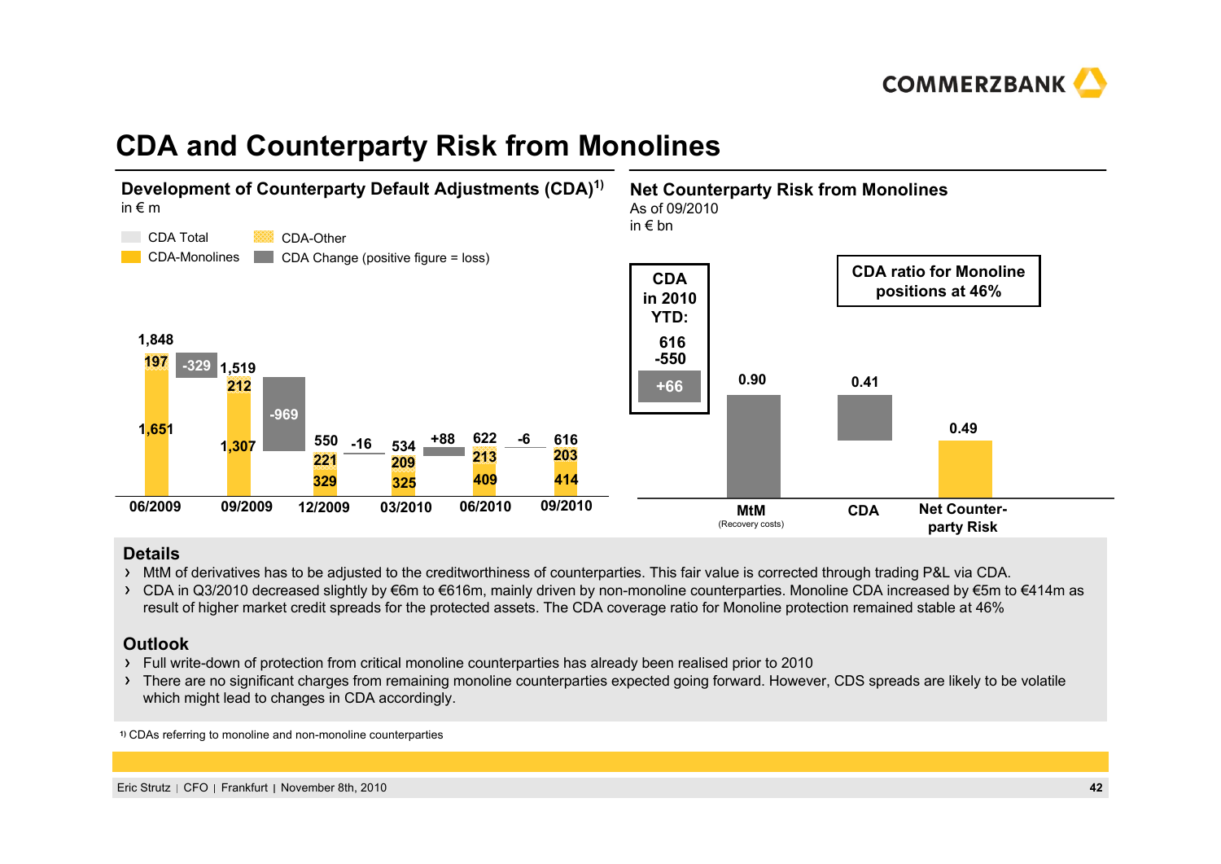# CDA and Counterparty Risk from Monolines

## Development of Counterparty Default Adjustments (CDA)[1)]

in € m

Legend: CDA Total; CDA-Other; CDA-Monolines; CDA Change (positive figure = loss)

| | 06/2009 | | 09/2009 | | 12/2009 | | 03/2010 | | 06/2010 | | 09/2010 |
|---|---|---|---|---|---|---|---|---|---|---|---|
| CDA Total | 1,848 | | 1,519 | | 550 | | 534 | | 622 | | 616 |
| CDA-Other | 197 | | 212 | | 221 | | 209 | | 213 | | 203 |
| CDA-Monolines | 1,651 | | 1,307 | | 329 | | 325 | | 409 | | 414 |
| CDA Change | | -329 | | -969 | | -16 | | +88 | | -6 | |

## Net Counterparty Risk from Monolines

As of 09/2010

in € bn

**CDA in 2010 YTD:**
616
-550
**+66**

**CDA ratio for Monoline positions at 46%**

| MtM (Recovery costs) | CDA | Net Counter-party Risk |
|---|---|---|
| 0.90 | 0.41 | 0.49 |

### Details

- MtM of derivatives has to be adjusted to the creditworthiness of counterparties. This fair value is corrected through trading P&L via CDA.
- CDA in Q3/2010 decreased slightly by €6m to €616m, mainly driven by non-monoline counterparties. Monoline CDA increased by €5m to €414m as result of higher market credit spreads for the protected assets. The CDA coverage ratio for Monoline protection remained stable at 46%

### Outlook

- Full write-down of protection from critical monoline counterparties has already been realised prior to 2010
- There are no significant charges from remaining monoline counterparties expected going forward. However, CDS spreads are likely to be volatile which might lead to changes in CDA accordingly.

1) CDAs referring to monoline and non-monoline counterparties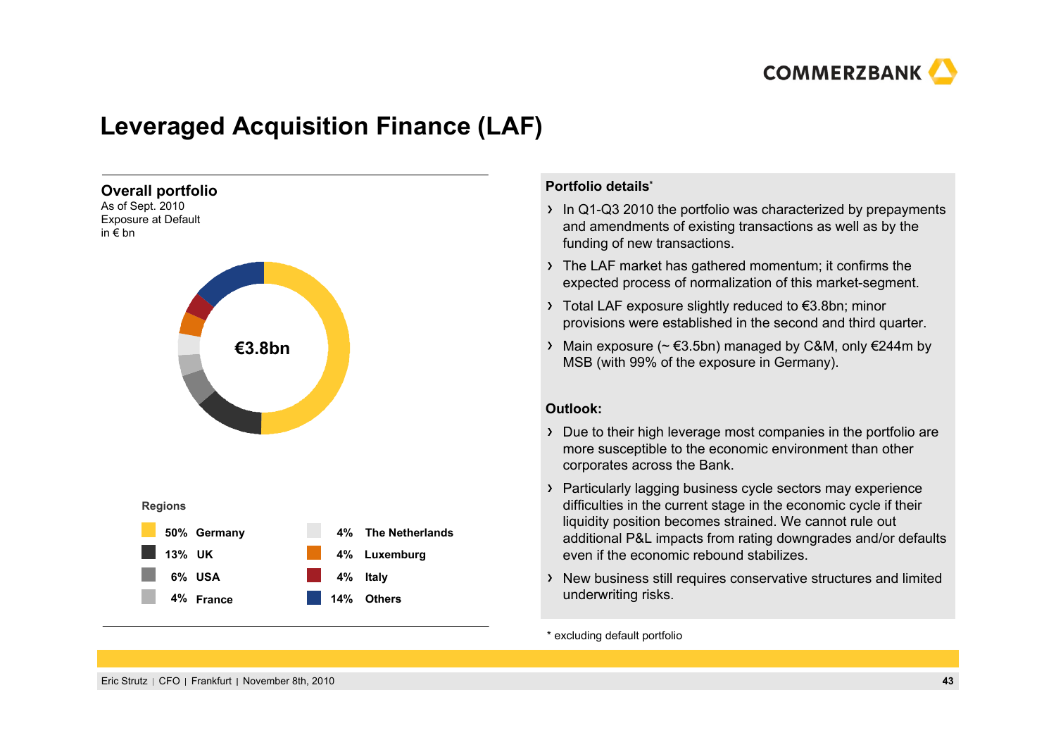# Leveraged Acquisition Finance (LAF)

## Overall portfolio

As of Sept. 2010
Exposure at Default
in € bn

**€3.8bn**

**Regions**

| Share | Region |
|---|---|
| 50% | Germany |
| 13% | UK |
| 6% | USA |
| 4% | France |
| 4% | The Netherlands |
| 4% | Luxemburg |
| 4% | Italy |
| 14% | Others |

**Portfolio details***

- In Q1-Q3 2010 the portfolio was characterized by prepayments and amendments of existing transactions as well as by the funding of new transactions.
- The LAF market has gathered momentum; it confirms the expected process of normalization of this market-segment.
- Total LAF exposure slightly reduced to €3.8bn; minor provisions were established in the second and third quarter.
- Main exposure (~ €3.5bn) managed by C&M, only €244m by MSB (with 99% of the exposure in Germany).

**Outlook:**

- Due to their high leverage most companies in the portfolio are more susceptible to the economic environment than other corporates across the Bank.
- Particularly lagging business cycle sectors may experience difficulties in the current stage in the economic cycle if their liquidity position becomes strained. We cannot rule out additional P&L impacts from rating downgrades and/or defaults even if the economic rebound stabilizes.
- New business still requires conservative structures and limited underwriting risks.

* excluding default portfolio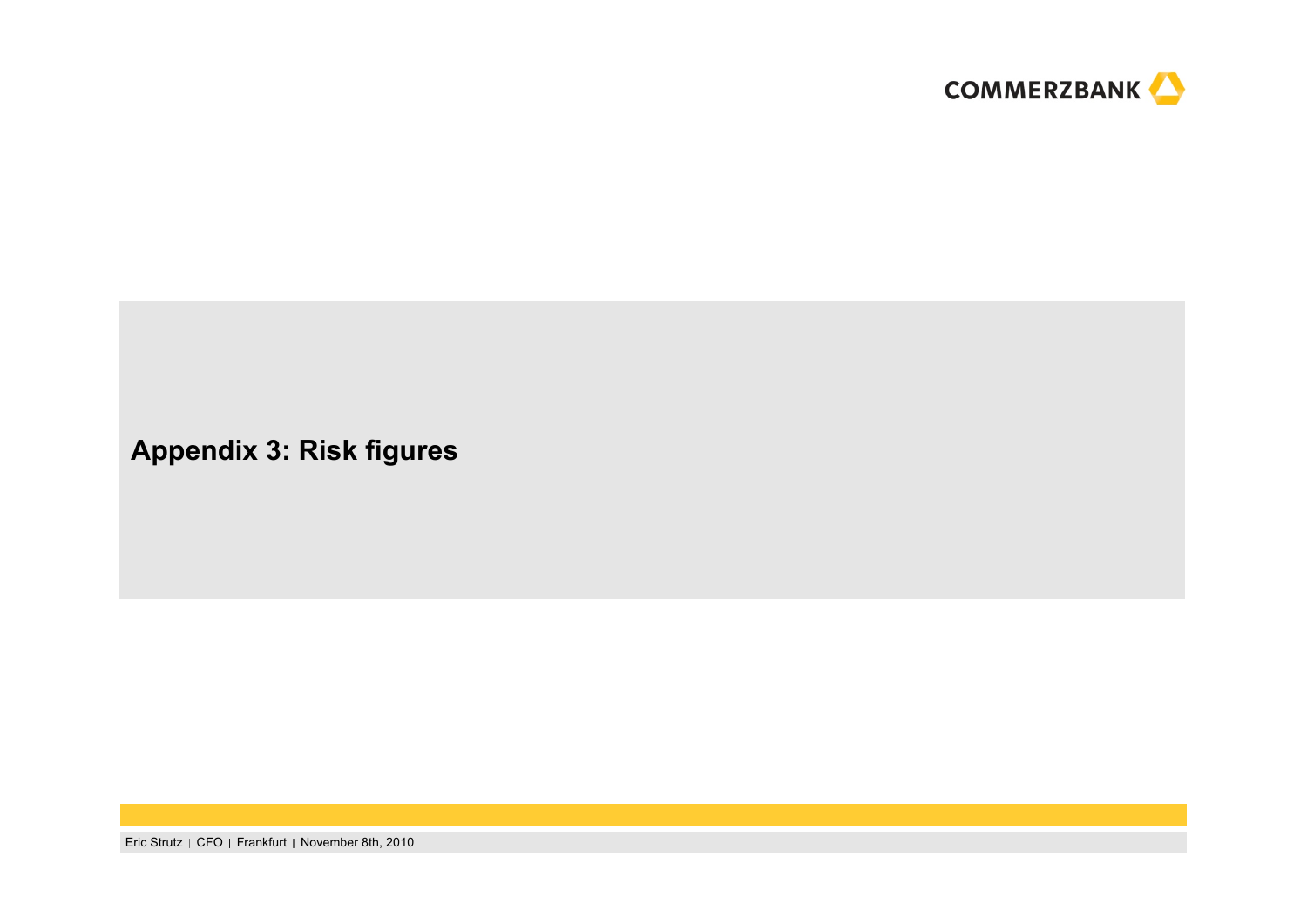# Appendix 3: Risk figures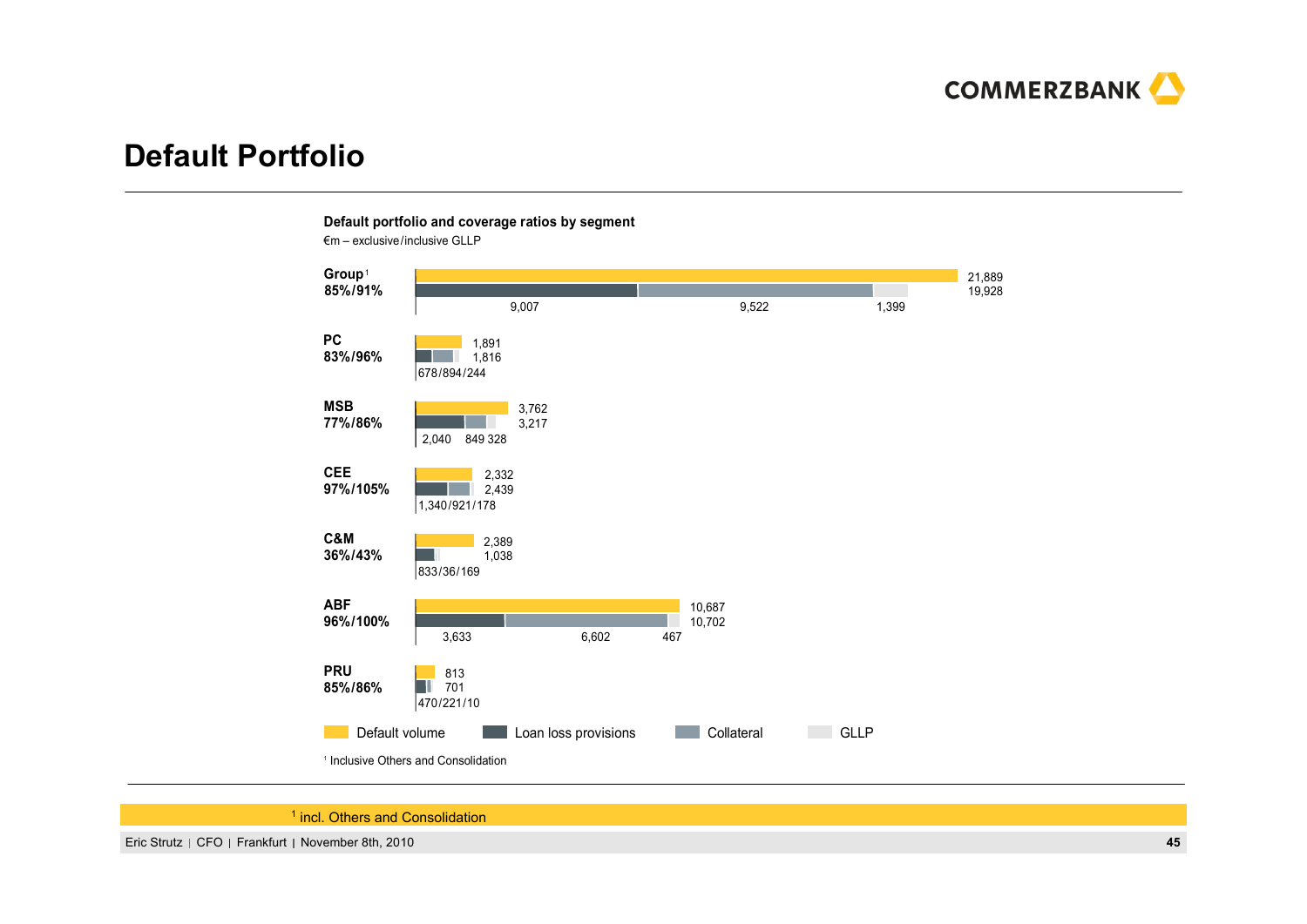# Default Portfolio

**Default portfolio and coverage ratios by segment**

€m – exclusive/inclusive GLLP

| Segment | Coverage ratio (excl./incl. GLLP) | Default volume | Loan loss provisions + Collateral + GLLP | Loan loss provisions | Collateral | GLLP |
|---|---|---|---|---|---|---|
| Group[1] | 85%/91% | 21,889 | 19,928 | 9,007 | 9,522 | 1,399 |
| PC | 83%/96% | 1,891 | 1,816 | 678 | 894 | 244 |
| MSB | 77%/86% | 3,762 | 3,217 | 2,040 | 849 | 328 |
| CEE | 97%/105% | 2,332 | 2,439 | 1,340 | 921 | 178 |
| C&M | 36%/43% | 2,389 | 1,038 | 833 | 36 | 169 |
| ABF | 96%/100% | 10,687 | 10,702 | 3,633 | 6,602 | 467 |
| PRU | 85%/86% | 813 | 701 | 470 | 221 | 10 |

Legend: Default volume · Loan loss provisions · Collateral · GLLP

[1] Inclusive Others and Consolidation

[1] incl. Others and Consolidation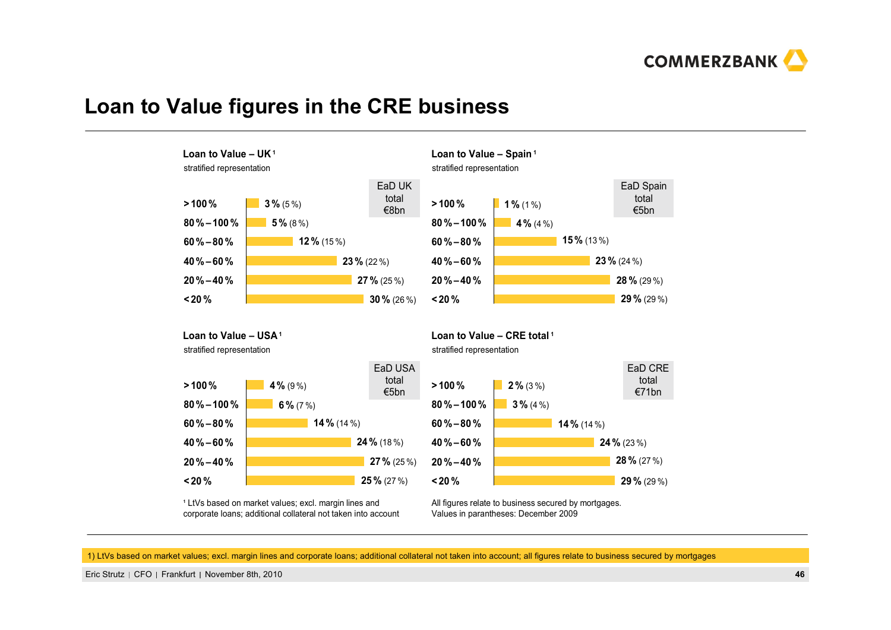# Loan to Value figures in the CRE business

### Loan to Value – UK[1]

stratified representation

EaD UK total €8bn

| LtV | Share |
|---|---|
| > 100 % | 3 % (5 %) |
| 80 % – 100 % | 5 % (8 %) |
| 60 % – 80 % | 12 % (15 %) |
| 40 % – 60 % | 23 % (22 %) |
| 20 % – 40 % | 27 % (25 %) |
| < 20 % | 30 % (26 %) |

### Loan to Value – Spain[1]

stratified representation

EaD Spain total €5bn

| LtV | Share |
|---|---|
| > 100 % | 1 % (1 %) |
| 80 % – 100 % | 4 % (4 %) |
| 60 % – 80 % | 15 % (13 %) |
| 40 % – 60 % | 23 % (24 %) |
| 20 % – 40 % | 28 % (29 %) |
| < 20 % | 29 % (29 %) |

### Loan to Value – USA[1]

stratified representation

EaD USA total €5bn

| LtV | Share |
|---|---|
| > 100 % | 4 % (9 %) |
| 80 % – 100 % | 6 % (7 %) |
| 60 % – 80 % | 14 % (14 %) |
| 40 % – 60 % | 24 % (18 %) |
| 20 % – 40 % | 27 % (25 %) |
| < 20 % | 25 % (27 %) |

### Loan to Value – CRE total[1]

stratified representation

EaD CRE total €71bn

| LtV | Share |
|---|---|
| > 100 % | 2 % (3 %) |
| 80 % – 100 % | 3 % (4 %) |
| 60 % – 80 % | 14 % (14 %) |
| 40 % – 60 % | 24 % (23 %) |
| 20 % – 40 % | 28 % (27 %) |
| < 20 % | 29 % (29 %) |

[1] LtVs based on market values; excl. margin lines and corporate loans; additional collateral not taken into account

All figures relate to business secured by mortgages. Values in parantheses: December 2009

1) LtVs based on market values; excl. margin lines and corporate loans; additional collateral not taken into account; all figures relate to business secured by mortgages

Eric Strutz | CFO | Frankfurt | November 8th, 2010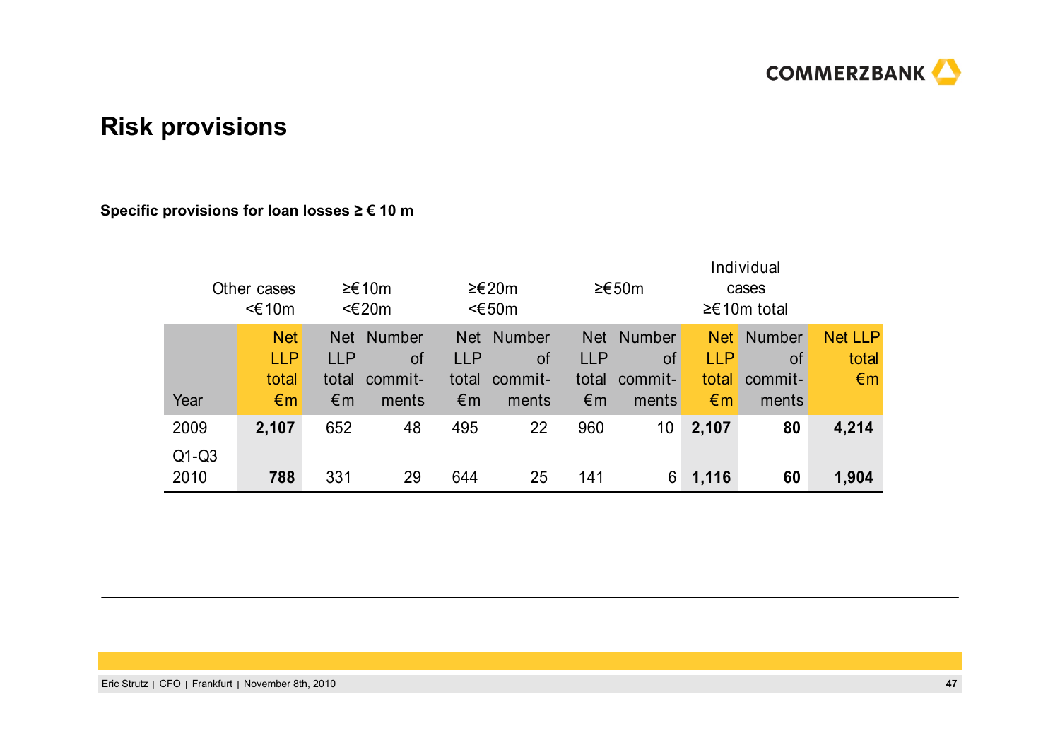# Risk provisions

**Specific provisions for loan losses ≥ € 10 m**

| | Other cases <€10m | ≥€10m <€20m | | ≥€20m <€50m | | ≥€50m | | Individual cases ≥€10m total | | |
|---|---|---|---|---|---|---|---|---|---|---|
| Year | Net LLP total €m | Net LLP total €m | Number of commit-ments | Net LLP total €m | Number of commit-ments | Net LLP total €m | Number of commit-ments | Net LLP total €m | Number of commit-ments | Net LLP total €m |
| 2009 | **2,107** | 652 | 48 | 495 | 22 | 960 | 10 | **2,107** | **80** | **4,214** |
| Q1-Q3 2010 | **788** | 331 | 29 | 644 | 25 | 141 | 6 | **1,116** | **60** | **1,904** |

Eric Strutz | CFO | Frankfurt | November 8th, 2010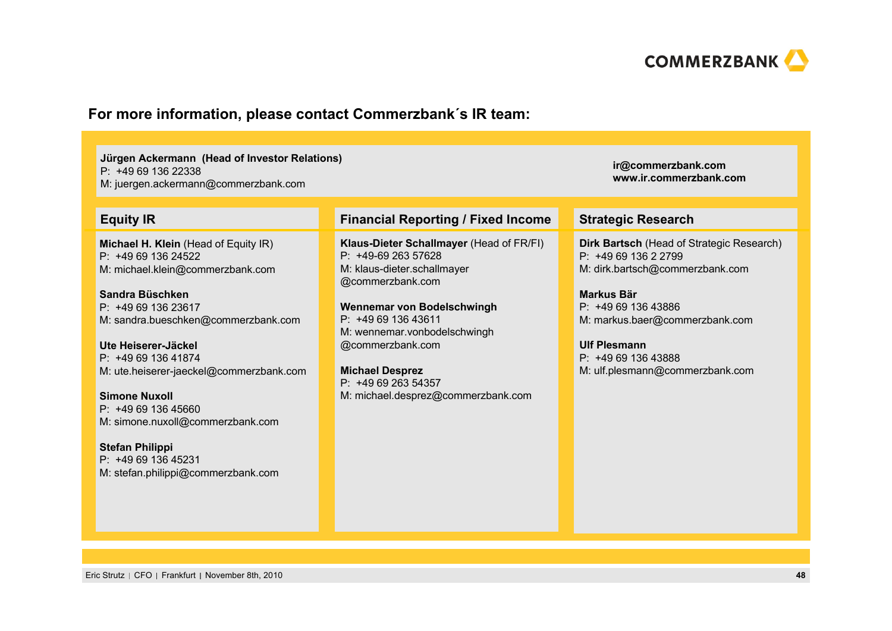## For more information, please contact Commerzbank´s IR team:

**Jürgen Ackermann (Head of Investor Relations)**
P: +49 69 136 22338
M: juergen.ackermann@commerzbank.com

**ir@commerzbank.com**
**www.ir.commerzbank.com**

### Equity IR

**Michael H. Klein** (Head of Equity IR)
P: +49 69 136 24522
M: michael.klein@commerzbank.com

**Sandra Büschken**
P: +49 69 136 23617
M: sandra.bueschken@commerzbank.com

**Ute Heiserer-Jäckel**
P: +49 69 136 41874
M: ute.heiserer-jaeckel@commerzbank.com

**Simone Nuxoll**
P: +49 69 136 45660
M: simone.nuxoll@commerzbank.com

**Stefan Philippi**
P: +49 69 136 45231
M: stefan.philippi@commerzbank.com

### Financial Reporting / Fixed Income

**Klaus-Dieter Schallmayer** (Head of FR/FI)
P: +49-69 263 57628
M: klaus-dieter.schallmayer@commerzbank.com

**Wennemar von Bodelschwingh**
P: +49 69 136 43611
M: wennemar.vonbodelschwingh@commerzbank.com

**Michael Desprez**
P: +49 69 263 54357
M: michael.desprez@commerzbank.com

### Strategic Research

**Dirk Bartsch** (Head of Strategic Research)
P: +49 69 136 2 2799
M: dirk.bartsch@commerzbank.com

**Markus Bär**
P: +49 69 136 43886
M: markus.baer@commerzbank.com

**Ulf Plesmann**
P: +49 69 136 43888
M: ulf.plesmann@commerzbank.com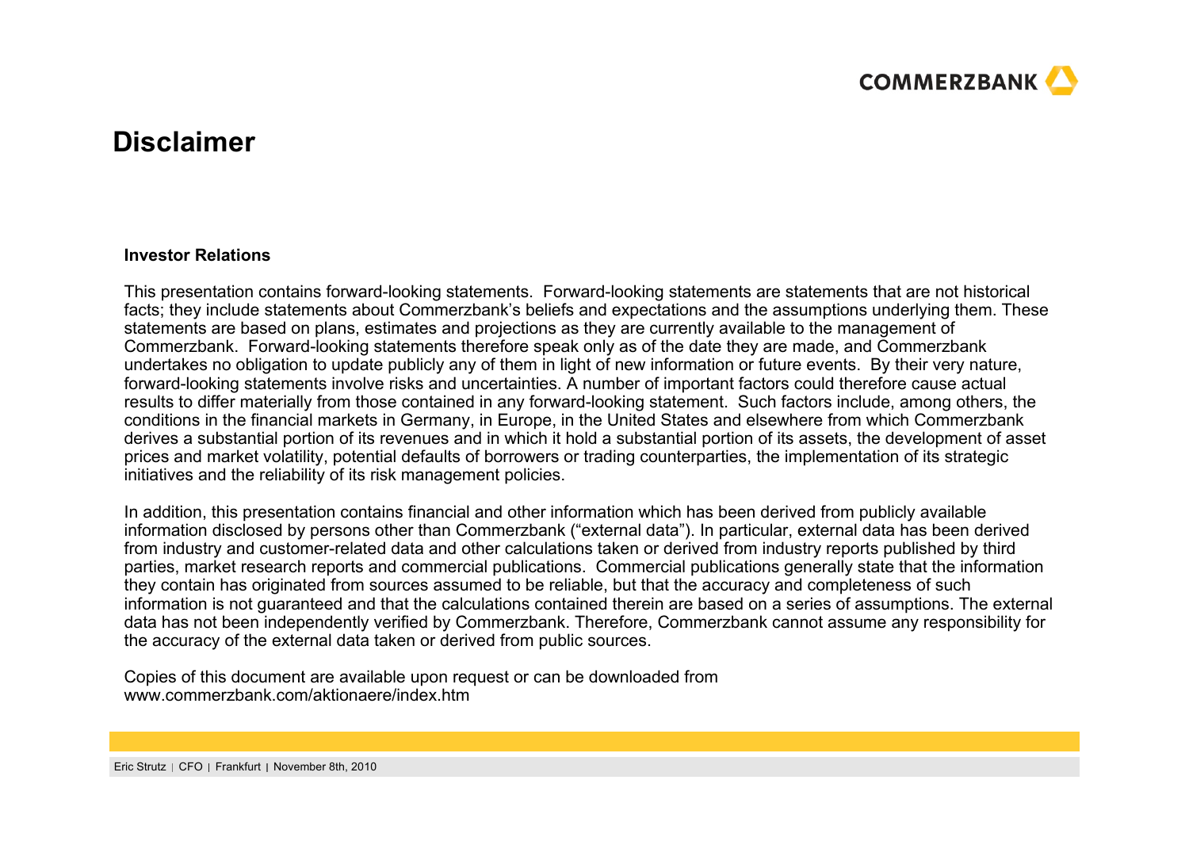# Disclaimer

**Investor Relations**

This presentation contains forward-looking statements. Forward-looking statements are statements that are not historical facts; they include statements about Commerzbank's beliefs and expectations and the assumptions underlying them. These statements are based on plans, estimates and projections as they are currently available to the management of Commerzbank. Forward-looking statements therefore speak only as of the date they are made, and Commerzbank undertakes no obligation to update publicly any of them in light of new information or future events. By their very nature, forward-looking statements involve risks and uncertainties. A number of important factors could therefore cause actual results to differ materially from those contained in any forward-looking statement. Such factors include, among others, the conditions in the financial markets in Germany, in Europe, in the United States and elsewhere from which Commerzbank derives a substantial portion of its revenues and in which it hold a substantial portion of its assets, the development of asset prices and market volatility, potential defaults of borrowers or trading counterparties, the implementation of its strategic initiatives and the reliability of its risk management policies.

In addition, this presentation contains financial and other information which has been derived from publicly available information disclosed by persons other than Commerzbank ("external data"). In particular, external data has been derived from industry and customer-related data and other calculations taken or derived from industry reports published by third parties, market research reports and commercial publications. Commercial publications generally state that the information they contain has originated from sources assumed to be reliable, but that the accuracy and completeness of such information is not guaranteed and that the calculations contained therein are based on a series of assumptions. The external data has not been independently verified by Commerzbank. Therefore, Commerzbank cannot assume any responsibility for the accuracy of the external data taken or derived from public sources.

Copies of this document are available upon request or can be downloaded from www.commerzbank.com/aktionaere/index.htm